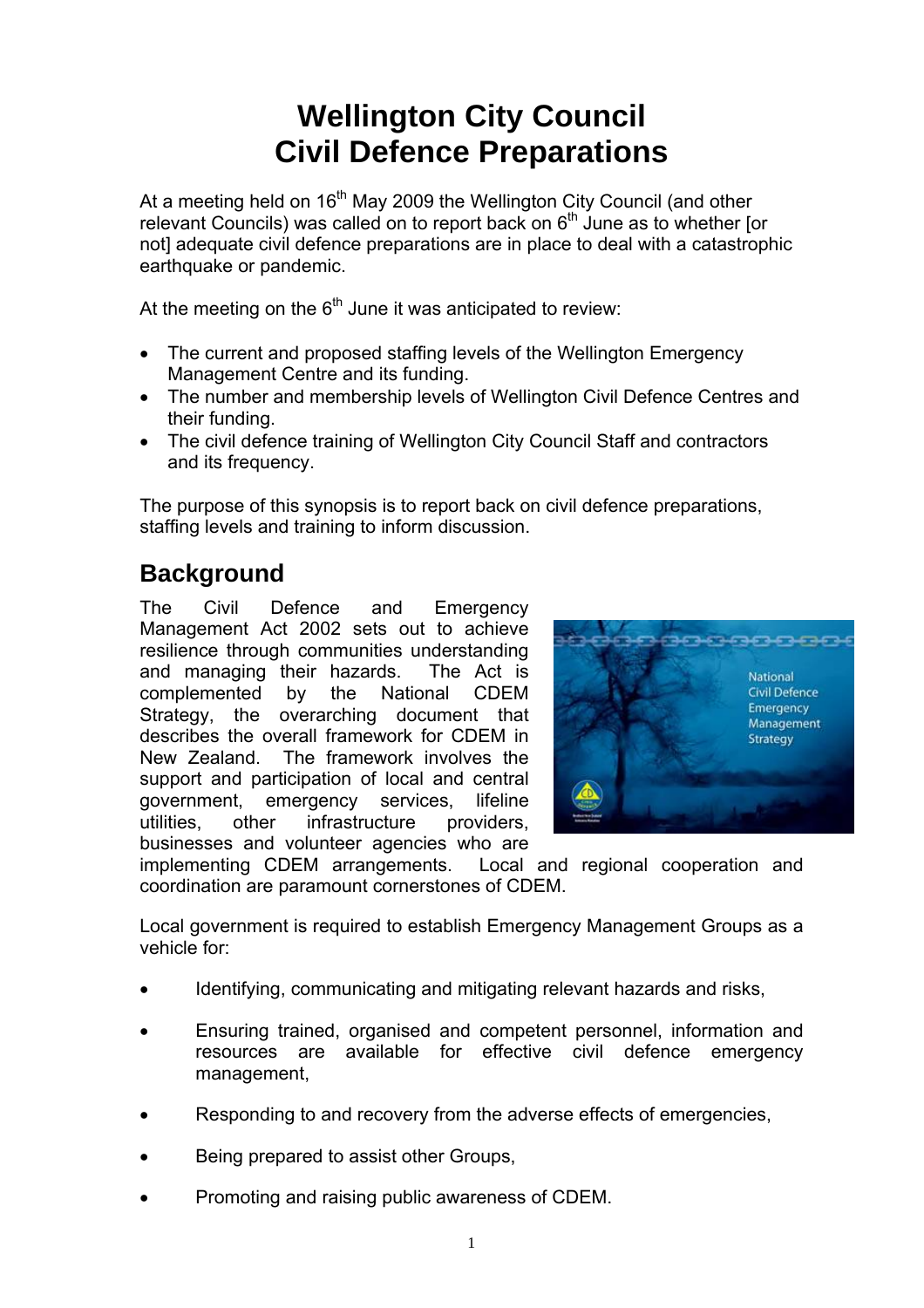# Wellington City Council
# Civil Defence Preparations

At a meeting held on 16th May 2009 the Wellington City Council (and other relevant Councils) was called on to report back on 6th June as to whether [or not] adequate civil defence preparations are in place to deal with a catastrophic earthquake or pandemic.

At the meeting on the 6th June it was anticipated to review:

- The current and proposed staffing levels of the Wellington Emergency Management Centre and its funding.
- The number and membership levels of Wellington Civil Defence Centres and their funding.
- The civil defence training of Wellington City Council Staff and contractors and its frequency.

The purpose of this synopsis is to report back on civil defence preparations, staffing levels and training to inform discussion.

## Background

The Civil Defence and Emergency Management Act 2002 sets out to achieve resilience through communities understanding and managing their hazards. The Act is complemented by the National CDEM Strategy, the overarching document that describes the overall framework for CDEM in New Zealand. The framework involves the support and participation of local and central government, emergency services, lifeline utilities, other infrastructure providers, businesses and volunteer agencies who are implementing CDEM arrangements. Local and regional cooperation and coordination are paramount cornerstones of CDEM.

Local government is required to establish Emergency Management Groups as a vehicle for:

- Identifying, communicating and mitigating relevant hazards and risks,
- Ensuring trained, organised and competent personnel, information and resources are available for effective civil defence emergency management,
- Responding to and recovery from the adverse effects of emergencies,
- Being prepared to assist other Groups,
- Promoting and raising public awareness of CDEM.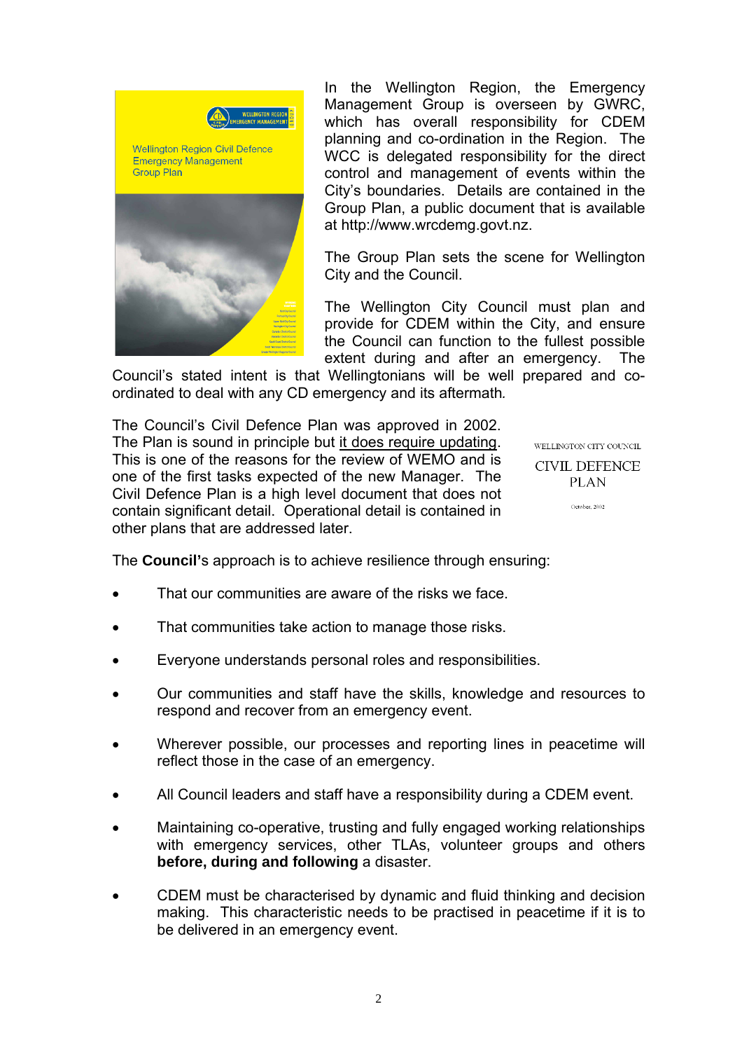In the Wellington Region, the Emergency Management Group is overseen by GWRC, which has overall responsibility for CDEM planning and co-ordination in the Region. The WCC is delegated responsibility for the direct control and management of events within the City's boundaries. Details are contained in the Group Plan, a public document that is available at http://www.wrcdemg.govt.nz.

The Group Plan sets the scene for Wellington City and the Council.

The Wellington City Council must plan and provide for CDEM within the City, and ensure the Council can function to the fullest possible extent during and after an emergency. The Council's stated intent is that Wellingtonians will be well prepared and co-ordinated to deal with any CD emergency and its aftermath.

The Council's Civil Defence Plan was approved in 2002. The Plan is sound in principle but it does require updating. This is one of the reasons for the review of WEMO and is one of the first tasks expected of the new Manager. The Civil Defence Plan is a high level document that does not contain significant detail. Operational detail is contained in other plans that are addressed later.

The **Council'**s approach is to achieve resilience through ensuring:

- That our communities are aware of the risks we face.
- That communities take action to manage those risks.
- Everyone understands personal roles and responsibilities.
- Our communities and staff have the skills, knowledge and resources to respond and recover from an emergency event.
- Wherever possible, our processes and reporting lines in peacetime will reflect those in the case of an emergency.
- All Council leaders and staff have a responsibility during a CDEM event.
- Maintaining co-operative, trusting and fully engaged working relationships with emergency services, other TLAs, volunteer groups and others **before, during and following** a disaster.
- CDEM must be characterised by dynamic and fluid thinking and decision making. This characteristic needs to be practised in peacetime if it is to be delivered in an emergency event.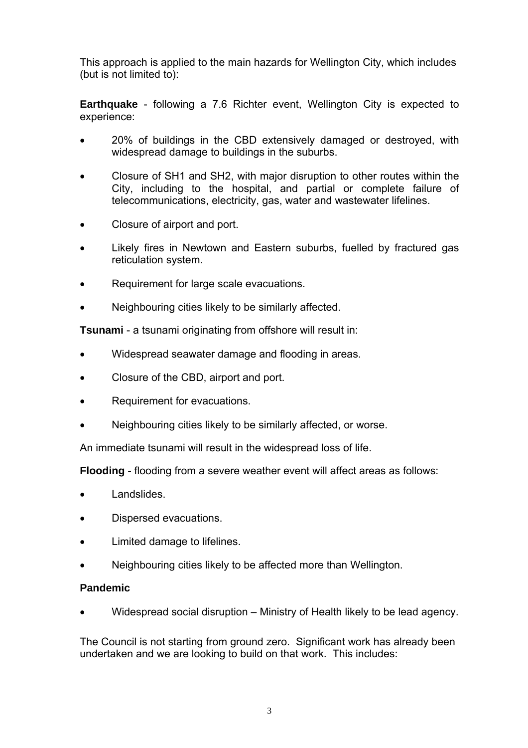This approach is applied to the main hazards for Wellington City, which includes (but is not limited to):

**Earthquake** - following a 7.6 Richter event, Wellington City is expected to experience:

- 20% of buildings in the CBD extensively damaged or destroyed, with widespread damage to buildings in the suburbs.
- Closure of SH1 and SH2, with major disruption to other routes within the City, including to the hospital, and partial or complete failure of telecommunications, electricity, gas, water and wastewater lifelines.
- Closure of airport and port.
- Likely fires in Newtown and Eastern suburbs, fuelled by fractured gas reticulation system.
- Requirement for large scale evacuations.
- Neighbouring cities likely to be similarly affected.

**Tsunami** - a tsunami originating from offshore will result in:

- Widespread seawater damage and flooding in areas.
- Closure of the CBD, airport and port.
- Requirement for evacuations.
- Neighbouring cities likely to be similarly affected, or worse.

An immediate tsunami will result in the widespread loss of life.

**Flooding** - flooding from a severe weather event will affect areas as follows:

- Landslides.
- Dispersed evacuations.
- Limited damage to lifelines.
- Neighbouring cities likely to be affected more than Wellington.

**Pandemic**

- Widespread social disruption – Ministry of Health likely to be lead agency.

The Council is not starting from ground zero. Significant work has already been undertaken and we are looking to build on that work. This includes: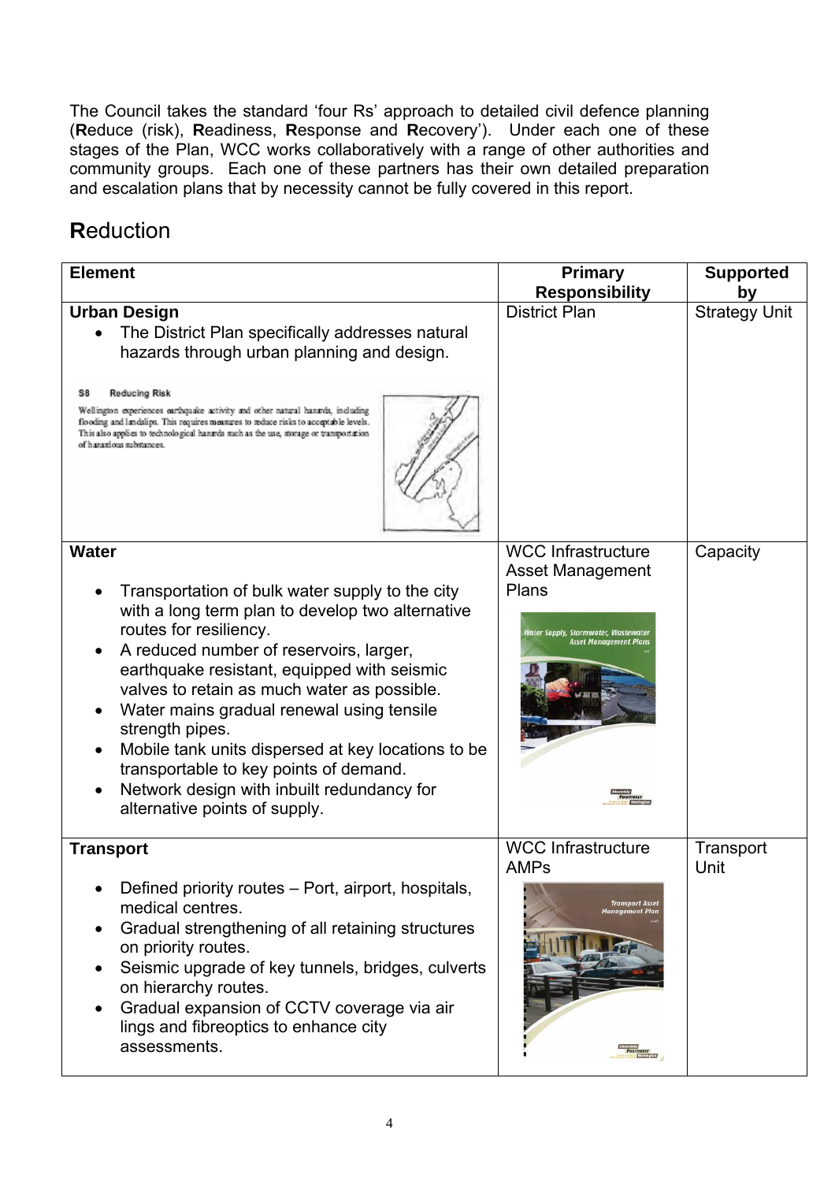The Council takes the standard 'four Rs' approach to detailed civil defence planning (**R**educe (risk), **R**eadiness, **R**esponse and **R**ecovery'). Under each one of these stages of the Plan, WCC works collaboratively with a range of other authorities and community groups. Each one of these partners has their own detailed preparation and escalation plans that by necessity cannot be fully covered in this report.

## **R**eduction

| Element | Primary Responsibility | Supported by |
|---|---|---|
| **Urban Design**<br>• The District Plan specifically addresses natural hazards through urban planning and design.<br><br>S8 Reducing Risk<br>Wellington experiences earthquake activity and other natural hazards, including flooding and landslips. This requires measures to reduce risks to acceptable levels. This also applies to technological hazards such as the use, storage or transportation of hazardous substances. | District Plan | Strategy Unit |
| **Water**<br>• Transportation of bulk water supply to the city with a long term plan to develop two alternative routes for resiliency.<br>• A reduced number of reservoirs, larger, earthquake resistant, equipped with seismic valves to retain as much water as possible.<br>• Water mains gradual renewal using tensile strength pipes.<br>• Mobile tank units dispersed at key locations to be transportable to key points of demand.<br>• Network design with inbuilt redundancy for alternative points of supply. | WCC Infrastructure Asset Management Plans<br><br>Water Supply, Stormwater, Wastewater Asset Management Plans | Capacity |
| **Transport**<br>• Defined priority routes – Port, airport, hospitals, medical centres.<br>• Gradual strengthening of all retaining structures on priority routes.<br>• Seismic upgrade of key tunnels, bridges, culverts on hierarchy routes.<br>• Gradual expansion of CCTV coverage via air lings and fibreoptics to enhance city assessments. | WCC Infrastructure AMPs<br><br>Transport Asset Management Plan | Transport Unit |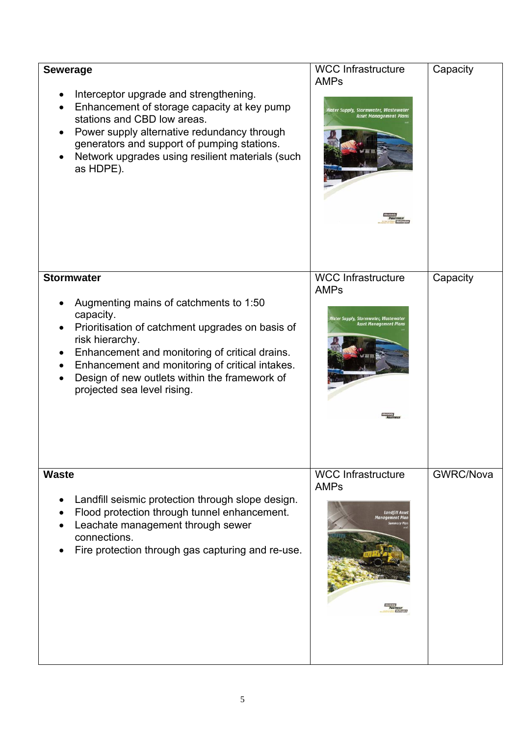| | | |
|---|---|---|
| **Sewerage**<br><br>• Interceptor upgrade and strengthening.<br>• Enhancement of storage capacity at key pump stations and CBD low areas.<br>• Power supply alternative redundancy through generators and support of pumping stations.<br>• Network upgrades using resilient materials (such as HDPE). | WCC Infrastructure AMPs | Capacity |
| **Stormwater**<br><br>• Augmenting mains of catchments to 1:50 capacity.<br>• Prioritisation of catchment upgrades on basis of risk hierarchy.<br>• Enhancement and monitoring of critical drains.<br>• Enhancement and monitoring of critical intakes.<br>• Design of new outlets within the framework of projected sea level rising. | WCC Infrastructure AMPs | Capacity |
| **Waste**<br><br>• Landfill seismic protection through slope design.<br>• Flood protection through tunnel enhancement.<br>• Leachate management through sewer connections.<br>• Fire protection through gas capturing and re-use. | WCC Infrastructure AMPs | GWRC/Nova |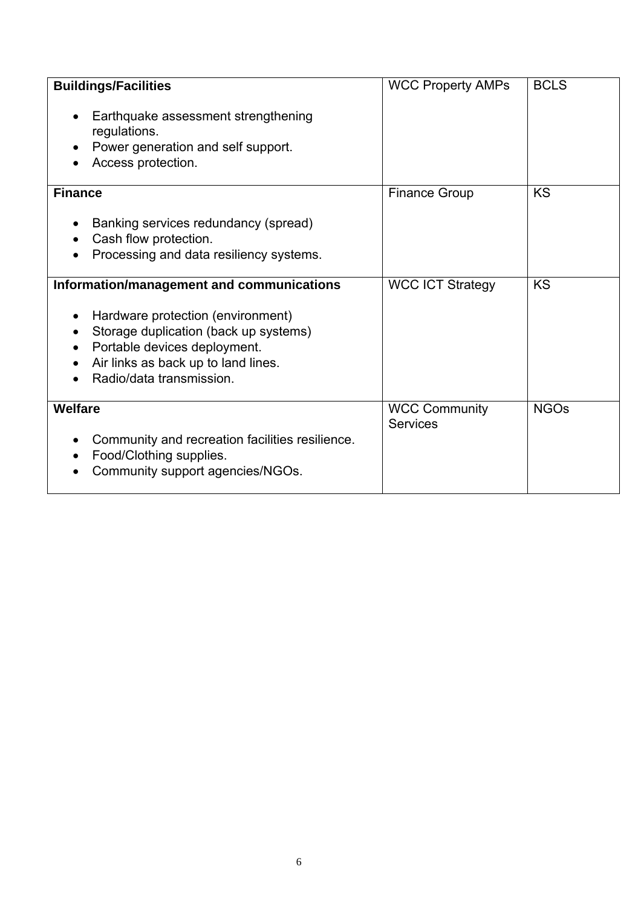| | | |
|---|---|---|
| **Buildings/Facilities**<br><br>• Earthquake assessment strengthening regulations.<br>• Power generation and self support.<br>• Access protection. | WCC Property AMPs | BCLS |
| **Finance**<br><br>• Banking services redundancy (spread)<br>• Cash flow protection.<br>• Processing and data resiliency systems. | Finance Group | KS |
| **Information/management and communications**<br><br>• Hardware protection (environment)<br>• Storage duplication (back up systems)<br>• Portable devices deployment.<br>• Air links as back up to land lines.<br>• Radio/data transmission. | WCC ICT Strategy | KS |
| **Welfare**<br><br>• Community and recreation facilities resilience.<br>• Food/Clothing supplies.<br>• Community support agencies/NGOs. | WCC Community Services | NGOs |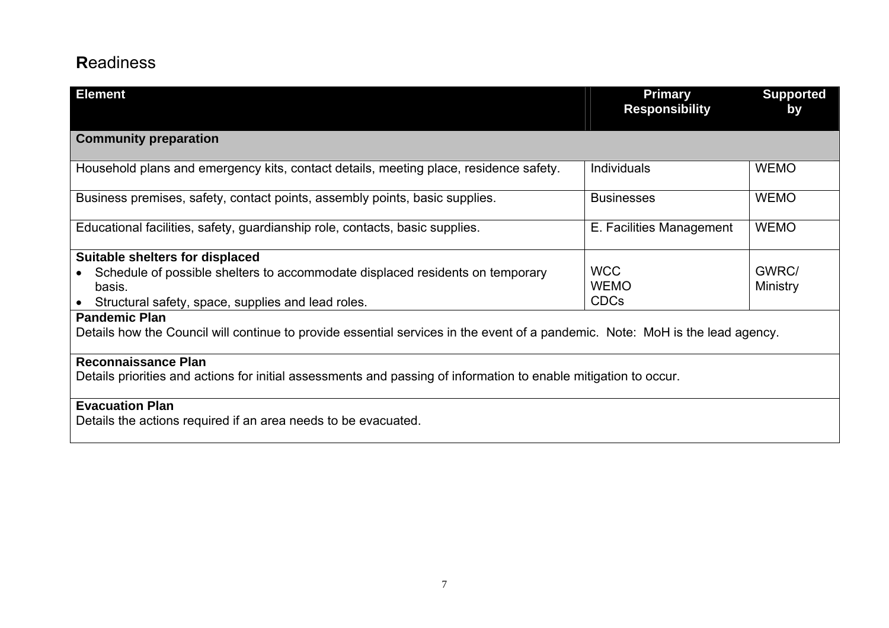# **R**eadiness

| Element | Primary Responsibility | Supported by |
|---|---|---|
| **Community preparation** | | |
| Household plans and emergency kits, contact details, meeting place, residence safety. | Individuals | WEMO |
| Business premises, safety, contact points, assembly points, basic supplies. | Businesses | WEMO |
| Educational facilities, safety, guardianship role, contacts, basic supplies. | E. Facilities Management | WEMO |
| **Suitable shelters for displaced**<br>• Schedule of possible shelters to accommodate displaced residents on temporary basis.<br>• Structural safety, space, supplies and lead roles. | WCC<br>WEMO<br>CDCs | GWRC/<br>Ministry |
| **Pandemic Plan**<br>Details how the Council will continue to provide essential services in the event of a pandemic. Note: MoH is the lead agency. | | |
| **Reconnaissance Plan**<br>Details priorities and actions for initial assessments and passing of information to enable mitigation to occur. | | |
| **Evacuation Plan**<br>Details the actions required if an area needs to be evacuated. | | |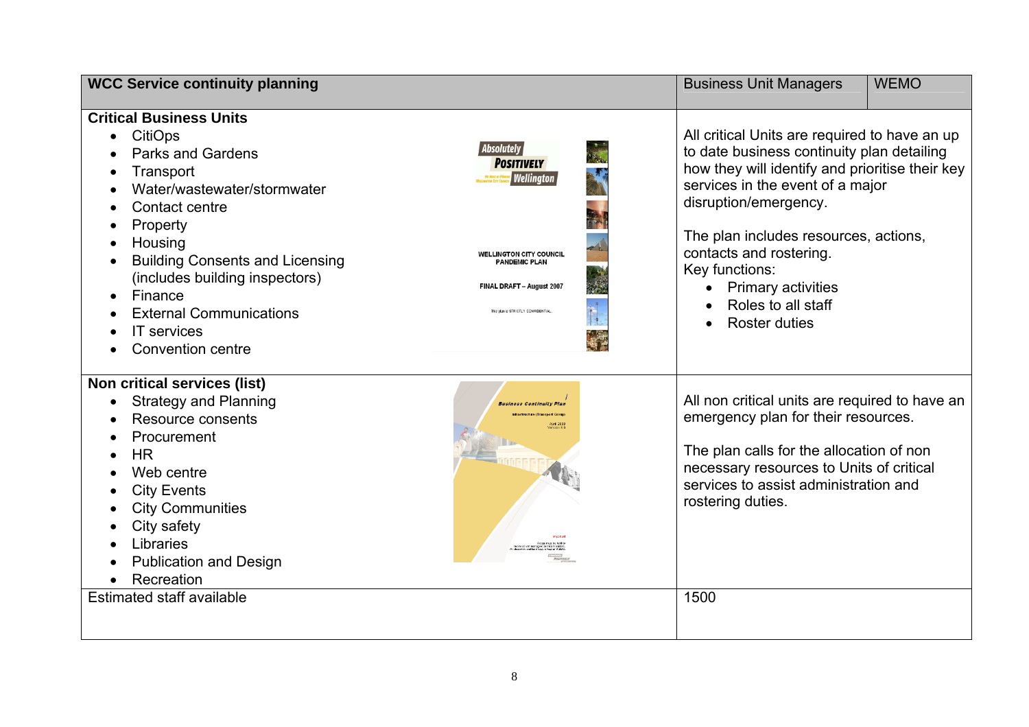| WCC Service continuity planning | Business Unit Managers | WEMO |
|---|---|---|
| **Critical Business Units**<br>• CitiOps<br>• Parks and Gardens<br>• Transport<br>• Water/wastewater/stormwater<br>• Contact centre<br>• Property<br>• Housing<br>• Building Consents and Licensing (includes building inspectors)<br>• Finance<br>• External Communications<br>• IT services<br>• Convention centre | All critical Units are required to have an up to date business continuity plan detailing how they will identify and prioritise their key services in the event of a major disruption/emergency.<br><br>The plan includes resources, actions, contacts and rostering.<br>Key functions:<br>• Primary activities<br>• Roles to all staff<br>• Roster duties | |
| **Non critical services (list)**<br>• Strategy and Planning<br>• Resource consents<br>• Procurement<br>• HR<br>• Web centre<br>• City Events<br>• City Communities<br>• City safety<br>• Libraries<br>• Publication and Design<br>• Recreation | All non critical units are required to have an emergency plan for their resources.<br><br>The plan calls for the allocation of non necessary resources to Units of critical services to assist administration and rostering duties. | |
| Estimated staff available | 1500 | |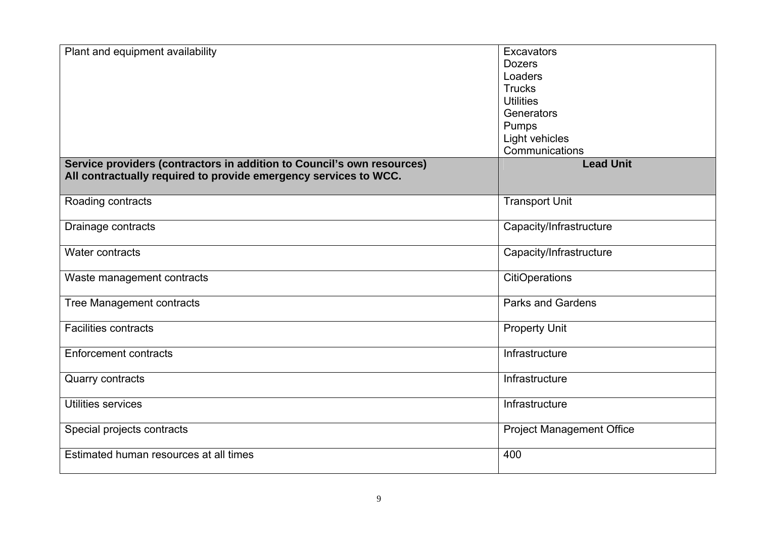| | |
|---|---|
| Plant and equipment availability | Excavators<br>Dozers<br>Loaders<br>Trucks<br>Utilities<br>Generators<br>Pumps<br>Light vehicles<br>Communications |
| **Service providers (contractors in addition to Council's own resources) All contractually required to provide emergency services to WCC.** | **Lead Unit** |
| Roading contracts | Transport Unit |
| Drainage contracts | Capacity/Infrastructure |
| Water contracts | Capacity/Infrastructure |
| Waste management contracts | CitiOperations |
| Tree Management contracts | Parks and Gardens |
| Facilities contracts | Property Unit |
| Enforcement contracts | Infrastructure |
| Quarry contracts | Infrastructure |
| Utilities services | Infrastructure |
| Special projects contracts | Project Management Office |
| Estimated human resources at all times | 400 |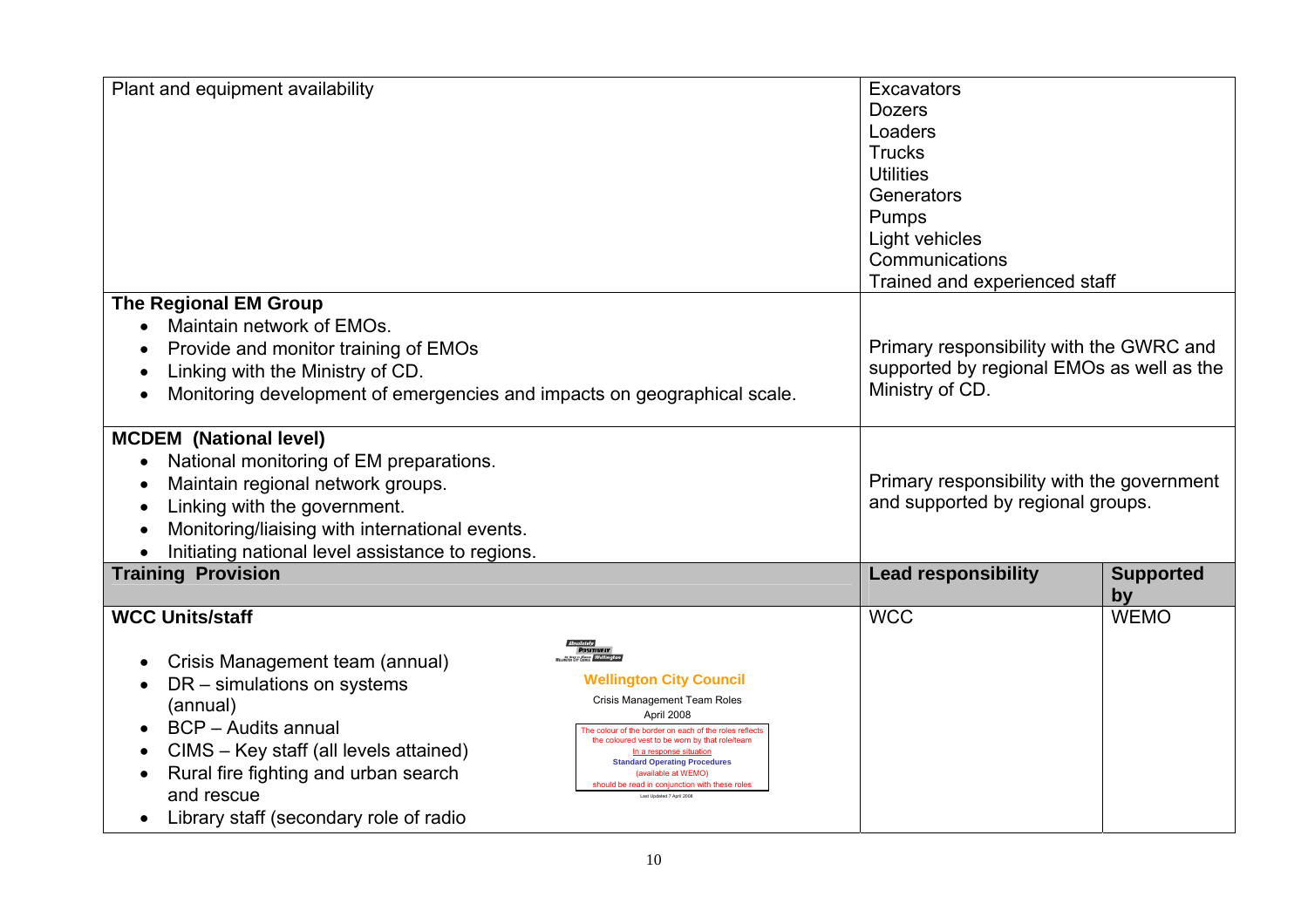| Plant and equipment availability | Excavators<br>Dozers<br>Loaders<br>Trucks<br>Utilities<br>Generators<br>Pumps<br>Light vehicles<br>Communications<br>Trained and experienced staff | |
|---|---|---|
| **The Regional EM Group**<br>• Maintain network of EMOs.<br>• Provide and monitor training of EMOs<br>• Linking with the Ministry of CD.<br>• Monitoring development of emergencies and impacts on geographical scale. | Primary responsibility with the GWRC and supported by regional EMOs as well as the Ministry of CD. | |
| **MCDEM (National level)**<br>• National monitoring of EM preparations.<br>• Maintain regional network groups.<br>• Linking with the government.<br>• Monitoring/liaising with international events.<br>• Initiating national level assistance to regions. | Primary responsibility with the government and supported by regional groups. | |
| **Training Provision** | **Lead responsibility** | **Supported by** |
| **WCC Units/staff**<br>• Crisis Management team (annual)<br>• DR – simulations on systems (annual)<br>• BCP – Audits annual<br>• CIMS – Key staff (all levels attained)<br>• Rural fire fighting and urban search and rescue<br>• Library staff (secondary role of radio<br><br>Wellington City Council<br>Crisis Management Team Roles<br>April 2008<br>The colour of the border on each of the roles reflects the coloured vest to be worn by that role/team<br>In a response situation<br>Standard Operating Procedures<br>(available at WEMO)<br>should be read in conjunction with these roles<br>Last Updated 7 April 2008 | WCC | WEMO |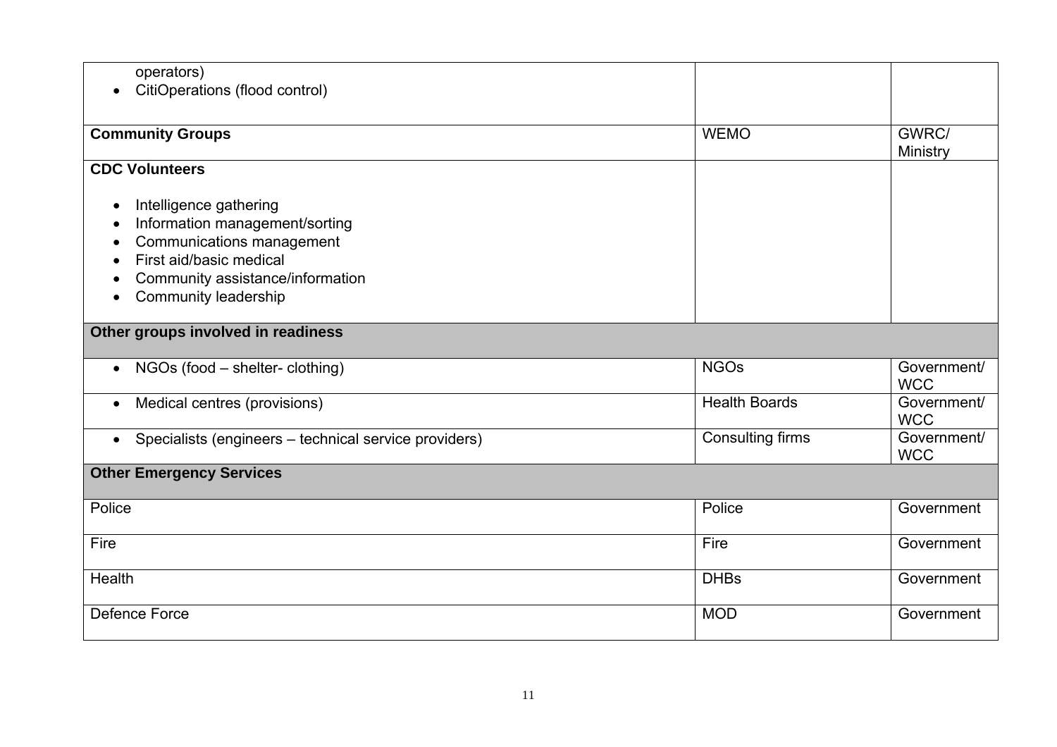| | | |
|---|---|---|
| operators)<br>• CitiOperations (flood control) | | |
| **Community Groups** | WEMO | GWRC/ Ministry |
| **CDC Volunteers**<br><br>• Intelligence gathering<br>• Information management/sorting<br>• Communications management<br>• First aid/basic medical<br>• Community assistance/information<br>• Community leadership | | |
| **Other groups involved in readiness** | | |
| • NGOs (food – shelter- clothing) | NGOs | Government/ WCC |
| • Medical centres (provisions) | Health Boards | Government/ WCC |
| • Specialists (engineers – technical service providers) | Consulting firms | Government/ WCC |
| **Other Emergency Services** | | |
| Police | Police | Government |
| Fire | Fire | Government |
| Health | DHBs | Government |
| Defence Force | MOD | Government |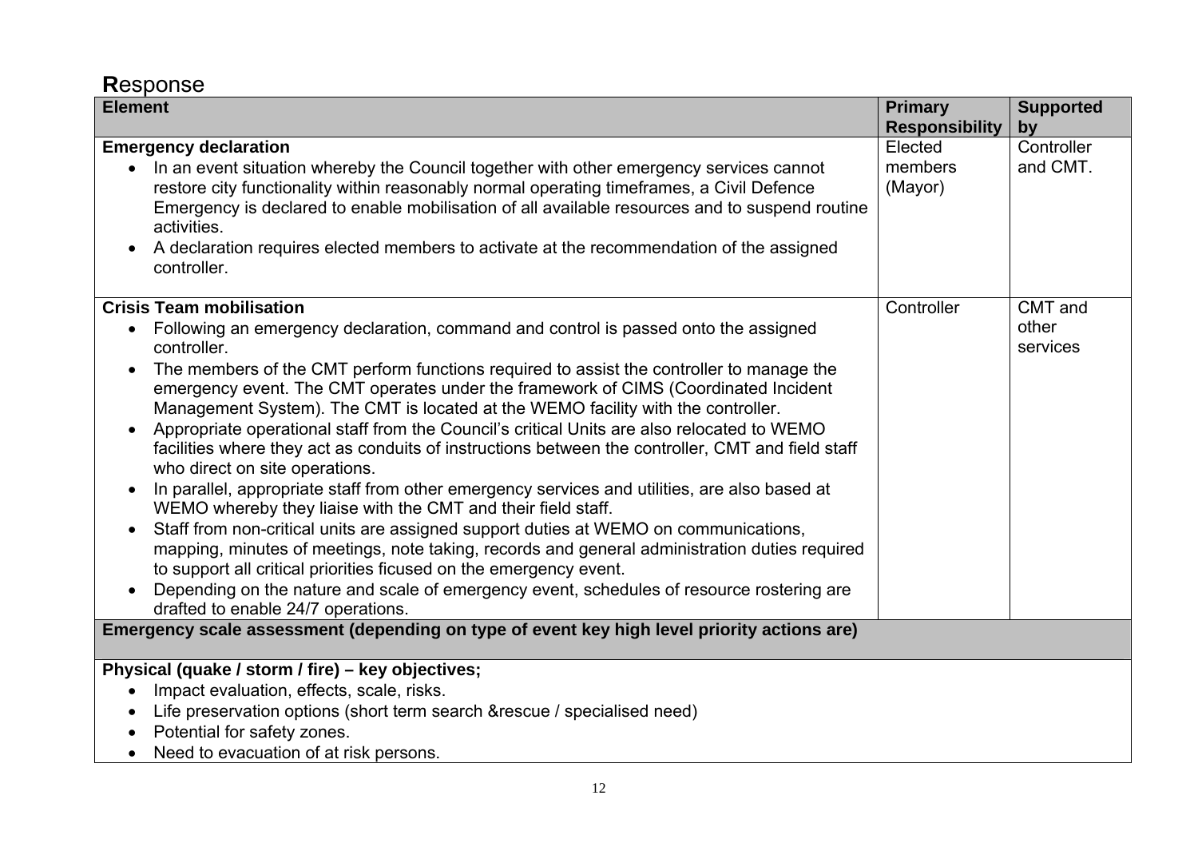# Response

| Element | Primary Responsibility | Supported by |
|---|---|---|
| **Emergency declaration**<br>• In an event situation whereby the Council together with other emergency services cannot restore city functionality within reasonably normal operating timeframes, a Civil Defence Emergency is declared to enable mobilisation of all available resources and to suspend routine activities.<br>• A declaration requires elected members to activate at the recommendation of the assigned controller. | Elected members (Mayor) | Controller and CMT. |
| **Crisis Team mobilisation**<br>• Following an emergency declaration, command and control is passed onto the assigned controller.<br>• The members of the CMT perform functions required to assist the controller to manage the emergency event. The CMT operates under the framework of CIMS (Coordinated Incident Management System). The CMT is located at the WEMO facility with the controller.<br>• Appropriate operational staff from the Council's critical Units are also relocated to WEMO facilities where they act as conduits of instructions between the controller, CMT and field staff who direct on site operations.<br>• In parallel, appropriate staff from other emergency services and utilities, are also based at WEMO whereby they liaise with the CMT and their field staff.<br>• Staff from non-critical units are assigned support duties at WEMO on communications, mapping, minutes of meetings, note taking, records and general administration duties required to support all critical priorities ficused on the emergency event.<br>• Depending on the nature and scale of emergency event, schedules of resource rostering are drafted to enable 24/7 operations. | Controller | CMT and other services |
| **Emergency scale assessment (depending on type of event key high level priority actions are)** | | |
| **Physical (quake / storm / fire) – key objectives;**<br>• Impact evaluation, effects, scale, risks.<br>• Life preservation options (short term search &rescue / specialised need)<br>• Potential for safety zones.<br>• Need to evacuation of at risk persons. | | |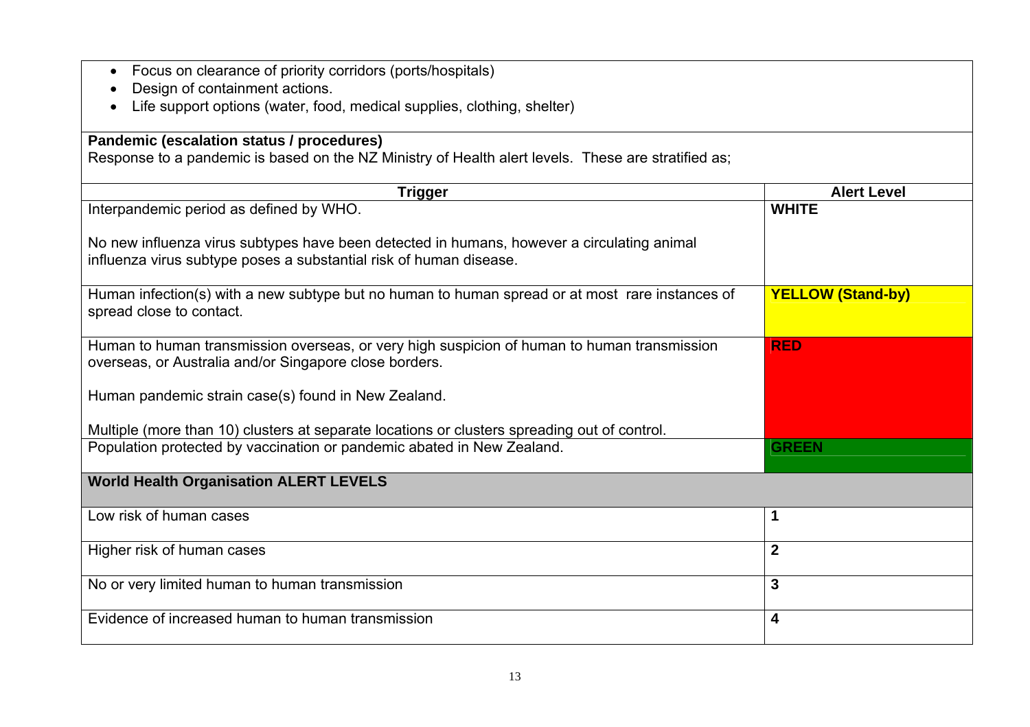- Focus on clearance of priority corridors (ports/hospitals)
- Design of containment actions.
- Life support options (water, food, medical supplies, clothing, shelter)

**Pandemic (escalation status / procedures)**

Response to a pandemic is based on the NZ Ministry of Health alert levels. These are stratified as;

| Trigger | Alert Level |
|---|---|
| Interpandemic period as defined by WHO.<br><br>No new influenza virus subtypes have been detected in humans, however a circulating animal influenza virus subtype poses a substantial risk of human disease. | **WHITE** |
| Human infection(s) with a new subtype but no human to human spread or at most rare instances of spread close to contact. | **YELLOW (Stand-by)** |
| Human to human transmission overseas, or very high suspicion of human to human transmission overseas, or Australia and/or Singapore close borders.<br><br>Human pandemic strain case(s) found in New Zealand.<br><br>Multiple (more than 10) clusters at separate locations or clusters spreading out of control. | **RED** |
| Population protected by vaccination or pandemic abated in New Zealand. | **GREEN** |
| **World Health Organisation ALERT LEVELS** | |
| Low risk of human cases | **1** |
| Higher risk of human cases | **2** |
| No or very limited human to human transmission | **3** |
| Evidence of increased human to human transmission | **4** |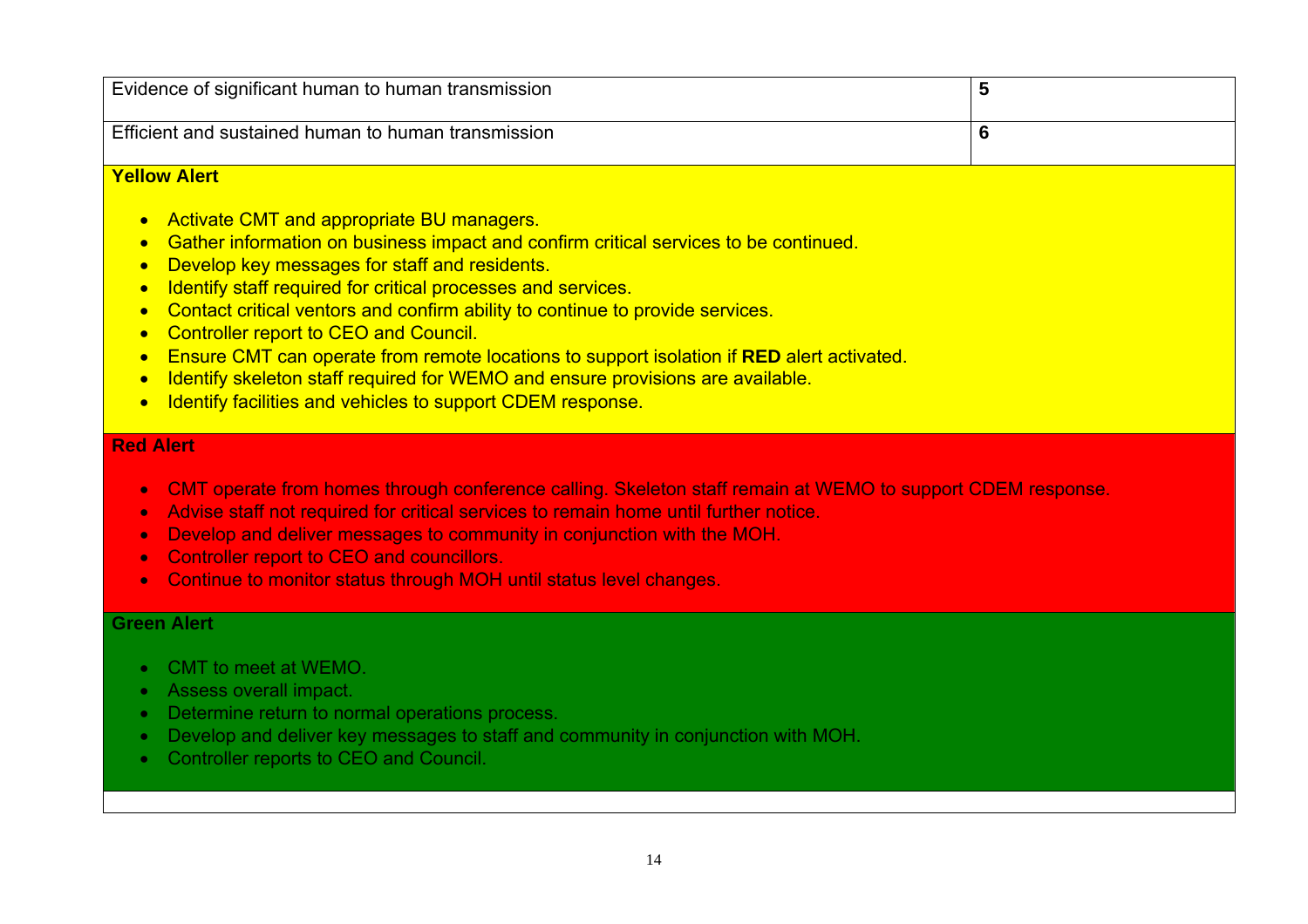| | |
|---|---|
| Evidence of significant human to human transmission | **5** |
| Efficient and sustained human to human transmission | **6** |

**Yellow Alert**

- Activate CMT and appropriate BU managers.
- Gather information on business impact and confirm critical services to be continued.
- Develop key messages for staff and residents.
- Identify staff required for critical processes and services.
- Contact critical ventors and confirm ability to continue to provide services.
- Controller report to CEO and Council.
- Ensure CMT can operate from remote locations to support isolation if **RED** alert activated.
- Identify skeleton staff required for WEMO and ensure provisions are available.
- Identify facilities and vehicles to support CDEM response.

**Red Alert**

- CMT operate from homes through conference calling. Skeleton staff remain at WEMO to support CDEM response.
- Advise staff not required for critical services to remain home until further notice.
- Develop and deliver messages to community in conjunction with the MOH.
- Controller report to CEO and councillors.
- Continue to monitor status through MOH until status level changes.

**Green Alert**

- CMT to meet at WEMO.
- Assess overall impact.
- Determine return to normal operations process.
- Develop and deliver key messages to staff and community in conjunction with MOH.
- Controller reports to CEO and Council.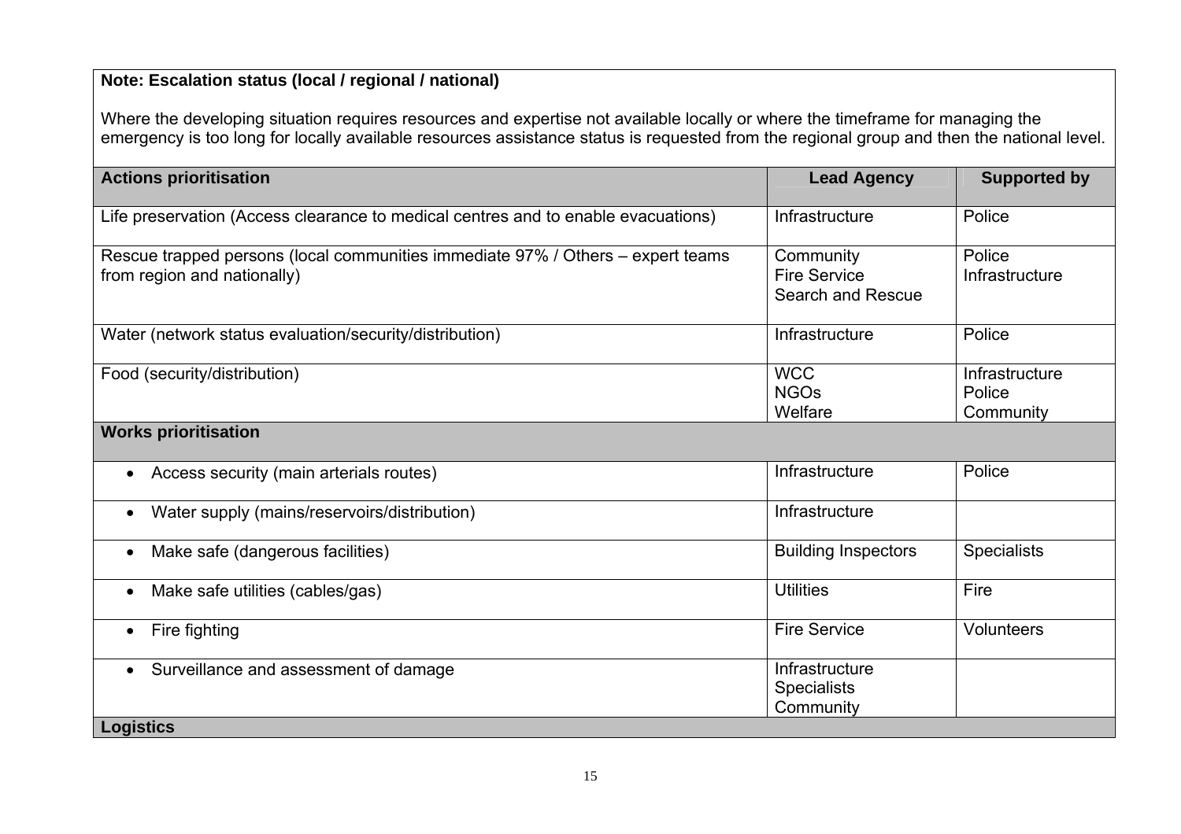**Note: Escalation status (local / regional / national)**

Where the developing situation requires resources and expertise not available locally or where the timeframe for managing the emergency is too long for locally available resources assistance status is requested from the regional group and then the national level.

| **Actions prioritisation** | **Lead Agency** | **Supported by** |
|---|---|---|
| Life preservation (Access clearance to medical centres and to enable evacuations) | Infrastructure | Police |
| Rescue trapped persons (local communities immediate 97% / Others – expert teams from region and nationally) | Community<br>Fire Service<br>Search and Rescue | Police<br>Infrastructure |
| Water (network status evaluation/security/distribution) | Infrastructure | Police |
| Food (security/distribution) | WCC<br>NGOs<br>Welfare | Infrastructure<br>Police<br>Community |
| **Works prioritisation** | | |
| • Access security (main arterials routes) | Infrastructure | Police |
| • Water supply (mains/reservoirs/distribution) | Infrastructure | |
| • Make safe (dangerous facilities) | Building Inspectors | Specialists |
| • Make safe utilities (cables/gas) | Utilities | Fire |
| • Fire fighting | Fire Service | Volunteers |
| • Surveillance and assessment of damage | Infrastructure<br>Specialists<br>Community | |
| **Logistics** | | |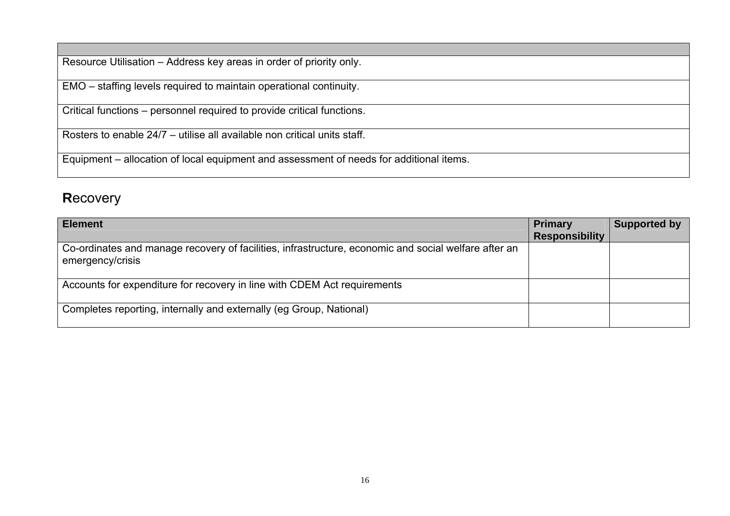| |
|---|
| Resource Utilisation – Address key areas in order of priority only. |
| EMO – staffing levels required to maintain operational continuity. |
| Critical functions – personnel required to provide critical functions. |
| Rosters to enable 24/7 – utilise all available non critical units staff. |
| Equipment – allocation of local equipment and assessment of needs for additional items. |

## **R**ecovery

| Element | Primary Responsibility | Supported by |
|---|---|---|
| Co-ordinates and manage recovery of facilities, infrastructure, economic and social welfare after an emergency/crisis | | |
| Accounts for expenditure for recovery in line with CDEM Act requirements | | |
| Completes reporting, internally and externally (eg Group, National) | | |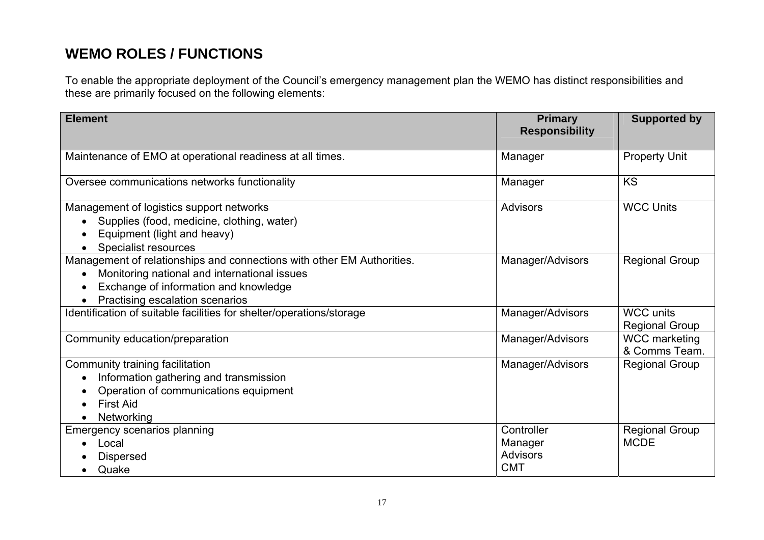## WEMO ROLES / FUNCTIONS

To enable the appropriate deployment of the Council's emergency management plan the WEMO has distinct responsibilities and these are primarily focused on the following elements:

| Element | Primary Responsibility | Supported by |
|---|---|---|
| Maintenance of EMO at operational readiness at all times. | Manager | Property Unit |
| Oversee communications networks functionality | Manager | KS |
| Management of logistics support networks<br>• Supplies (food, medicine, clothing, water)<br>• Equipment (light and heavy)<br>• Specialist resources | Advisors | WCC Units |
| Management of relationships and connections with other EM Authorities.<br>• Monitoring national and international issues<br>• Exchange of information and knowledge<br>• Practising escalation scenarios | Manager/Advisors | Regional Group |
| Identification of suitable facilities for shelter/operations/storage | Manager/Advisors | WCC units<br>Regional Group |
| Community education/preparation | Manager/Advisors | WCC marketing & Comms Team. |
| Community training facilitation<br>• Information gathering and transmission<br>• Operation of communications equipment<br>• First Aid<br>• Networking | Manager/Advisors | Regional Group |
| Emergency scenarios planning<br>• Local<br>• Dispersed<br>• Quake | Controller<br>Manager<br>Advisors<br>CMT | Regional Group<br>MCDE |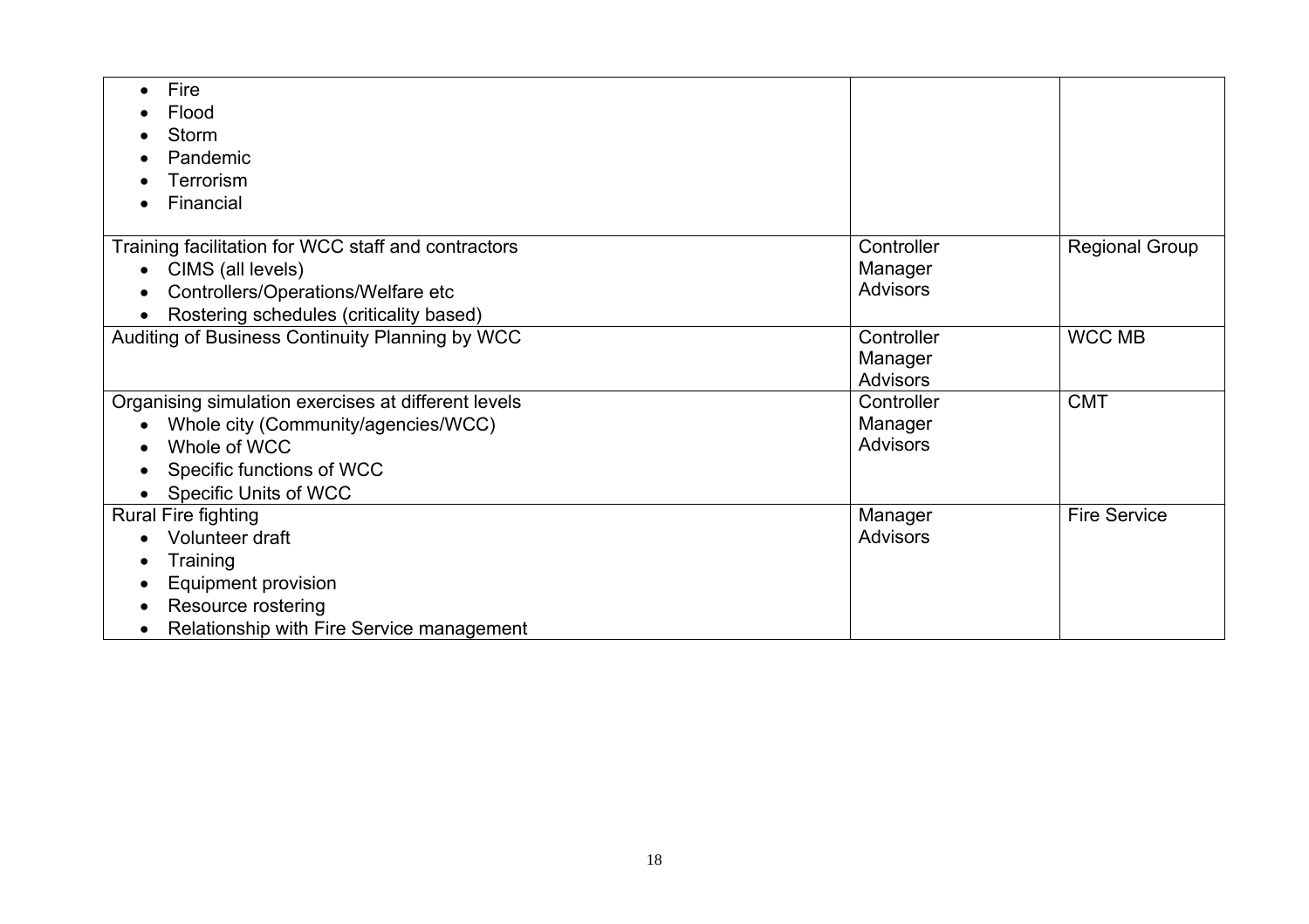| | | |
|---|---|---|
| • Fire<br>• Flood<br>• Storm<br>• Pandemic<br>• Terrorism<br>• Financial | | |
| Training facilitation for WCC staff and contractors<br>• CIMS (all levels)<br>• Controllers/Operations/Welfare etc<br>• Rostering schedules (criticality based) | Controller<br>Manager<br>Advisors | Regional Group |
| Auditing of Business Continuity Planning by WCC | Controller<br>Manager<br>Advisors | WCC MB |
| Organising simulation exercises at different levels<br>• Whole city (Community/agencies/WCC)<br>• Whole of WCC<br>• Specific functions of WCC<br>• Specific Units of WCC | Controller<br>Manager<br>Advisors | CMT |
| Rural Fire fighting<br>• Volunteer draft<br>• Training<br>• Equipment provision<br>• Resource rostering<br>• Relationship with Fire Service management | Manager<br>Advisors | Fire Service |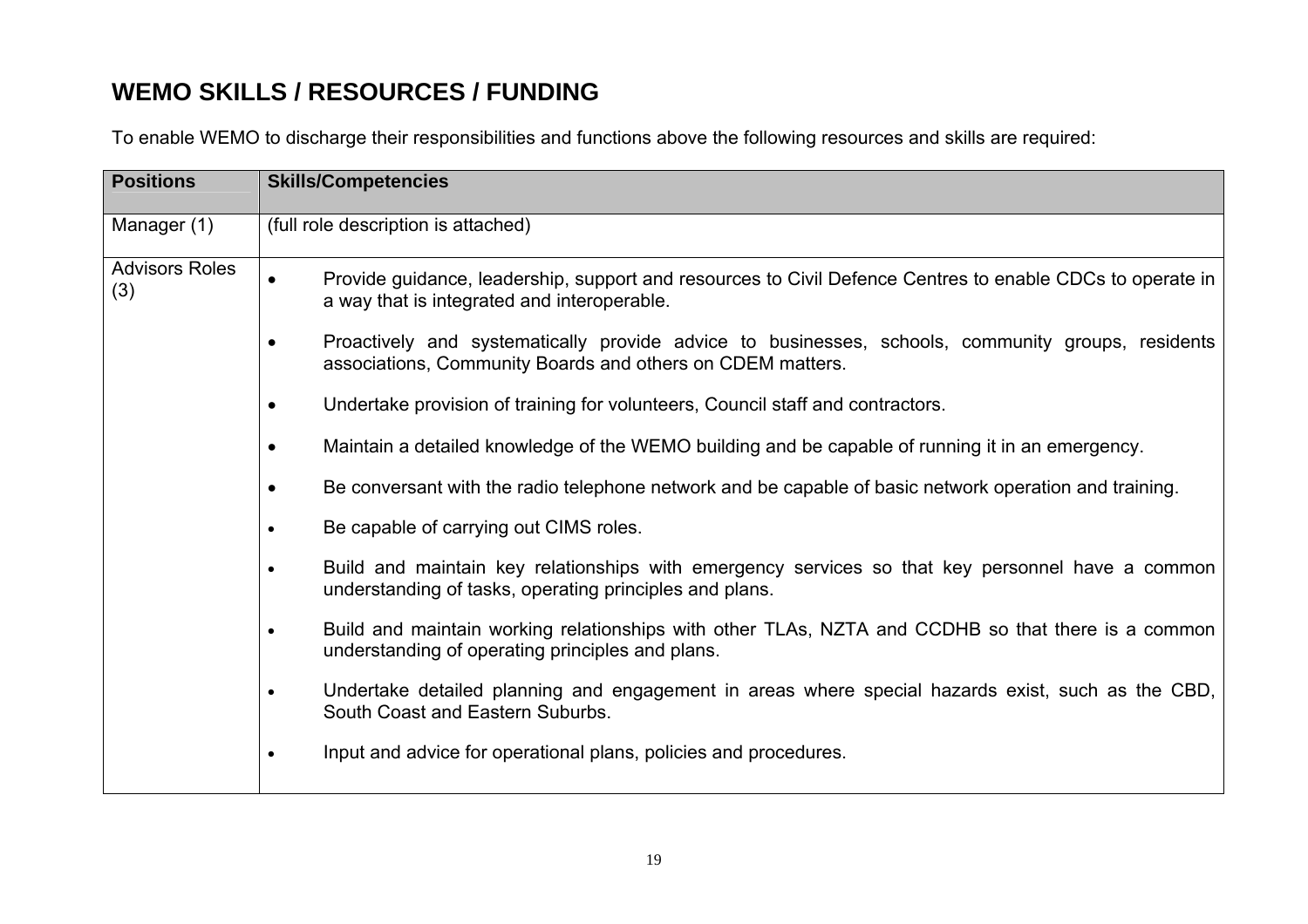# WEMO SKILLS / RESOURCES / FUNDING

To enable WEMO to discharge their responsibilities and functions above the following resources and skills are required:

| Positions | Skills/Competencies |
|---|---|
| Manager (1) | (full role description is attached) |
| Advisors Roles (3) | • Provide guidance, leadership, support and resources to Civil Defence Centres to enable CDCs to operate in a way that is integrated and interoperable.<br>• Proactively and systematically provide advice to businesses, schools, community groups, residents associations, Community Boards and others on CDEM matters.<br>• Undertake provision of training for volunteers, Council staff and contractors.<br>• Maintain a detailed knowledge of the WEMO building and be capable of running it in an emergency.<br>• Be conversant with the radio telephone network and be capable of basic network operation and training.<br>• Be capable of carrying out CIMS roles.<br>• Build and maintain key relationships with emergency services so that key personnel have a common understanding of tasks, operating principles and plans.<br>• Build and maintain working relationships with other TLAs, NZTA and CCDHB so that there is a common understanding of operating principles and plans.<br>• Undertake detailed planning and engagement in areas where special hazards exist, such as the CBD, South Coast and Eastern Suburbs.<br>• Input and advice for operational plans, policies and procedures. |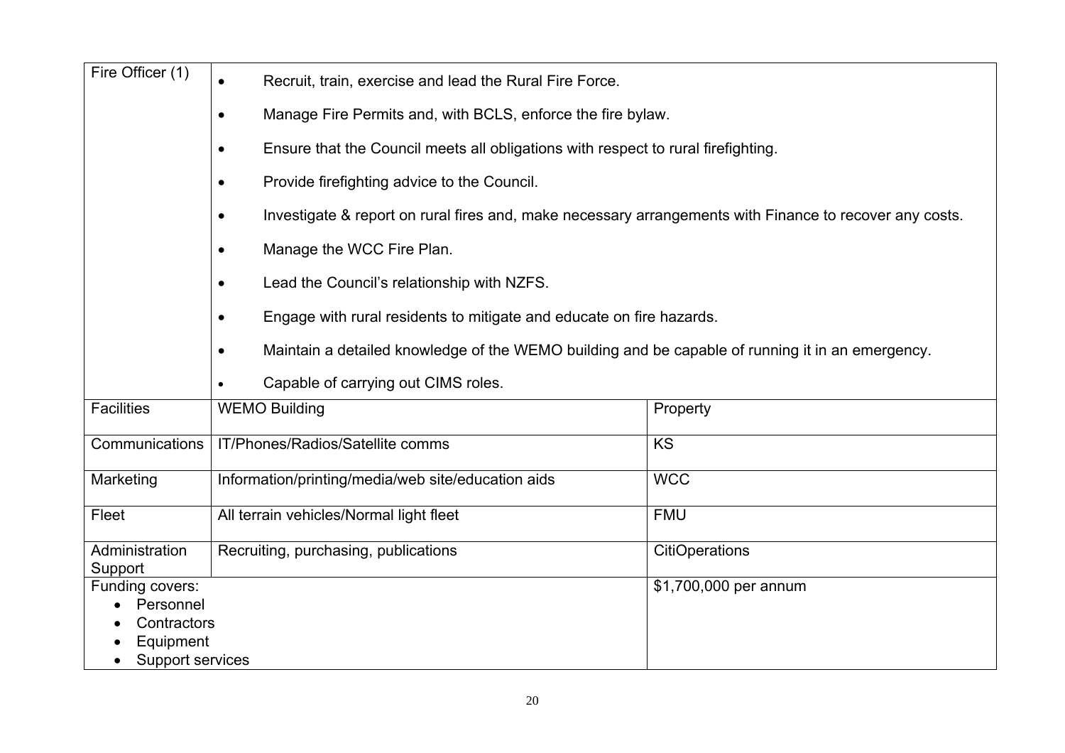| | | |
|---|---|---|
| Fire Officer (1) | • Recruit, train, exercise and lead the Rural Fire Force.<br>• Manage Fire Permits and, with BCLS, enforce the fire bylaw.<br>• Ensure that the Council meets all obligations with respect to rural firefighting.<br>• Provide firefighting advice to the Council.<br>• Investigate & report on rural fires and, make necessary arrangements with Finance to recover any costs.<br>• Manage the WCC Fire Plan.<br>• Lead the Council's relationship with NZFS.<br>• Engage with rural residents to mitigate and educate on fire hazards.<br>• Maintain a detailed knowledge of the WEMO building and be capable of running it in an emergency.<br>• Capable of carrying out CIMS roles. | |
| Facilities | WEMO Building | Property |
| Communications | IT/Phones/Radios/Satellite comms | KS |
| Marketing | Information/printing/media/web site/education aids | WCC |
| Fleet | All terrain vehicles/Normal light fleet | FMU |
| Administration Support | Recruiting, purchasing, publications | CitiOperations |
| Funding covers:<br>• Personnel<br>• Contractors<br>• Equipment<br>• Support services | | $1,700,000 per annum |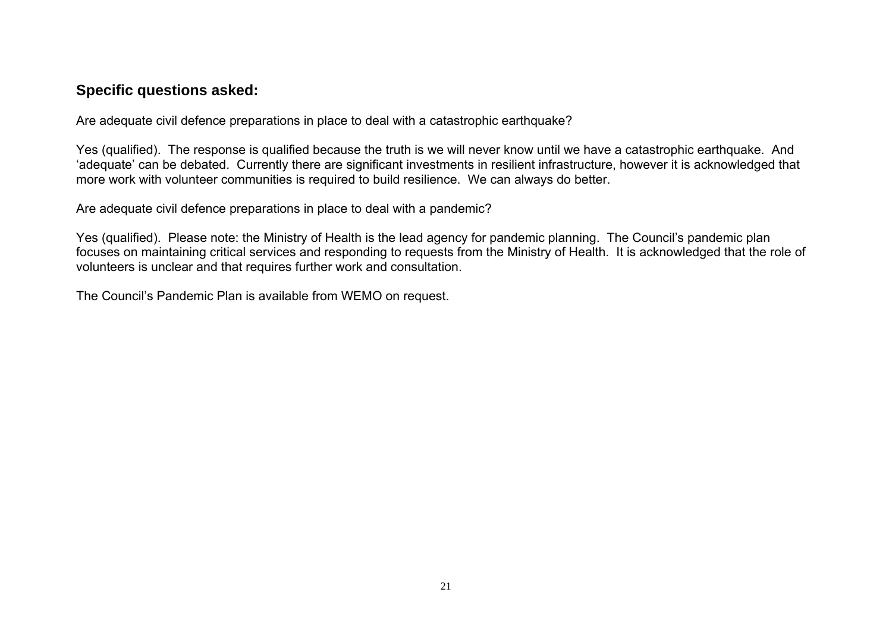## Specific questions asked:

Are adequate civil defence preparations in place to deal with a catastrophic earthquake?

Yes (qualified). The response is qualified because the truth is we will never know until we have a catastrophic earthquake. And 'adequate' can be debated. Currently there are significant investments in resilient infrastructure, however it is acknowledged that more work with volunteer communities is required to build resilience. We can always do better.

Are adequate civil defence preparations in place to deal with a pandemic?

Yes (qualified). Please note: the Ministry of Health is the lead agency for pandemic planning. The Council's pandemic plan focuses on maintaining critical services and responding to requests from the Ministry of Health. It is acknowledged that the role of volunteers is unclear and that requires further work and consultation.

The Council's Pandemic Plan is available from WEMO on request.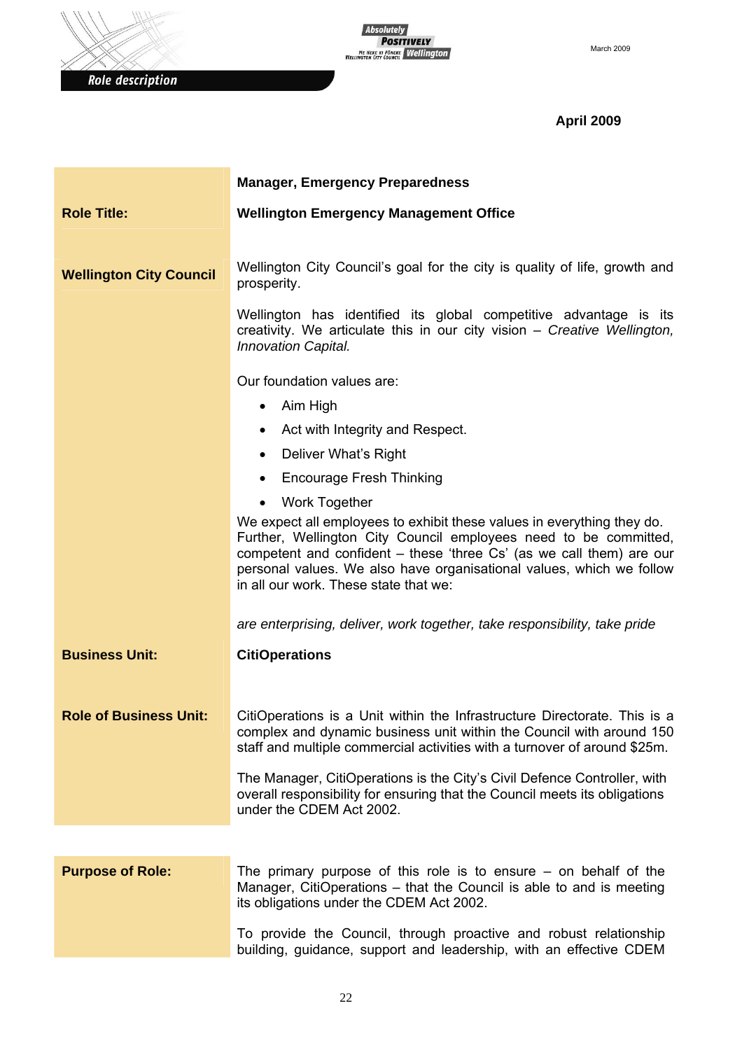Role description

March 2009

**April 2009**

| | |
|---|---|
| **Role Title:** | **Manager, Emergency Preparedness**<br>**Wellington Emergency Management Office** |
| **Wellington City Council** | Wellington City Council's goal for the city is quality of life, growth and prosperity.<br><br>Wellington has identified its global competitive advantage is its creativity. We articulate this in our city vision – *Creative Wellington, Innovation Capital.*<br><br>Our foundation values are:<br>• Aim High<br>• Act with Integrity and Respect.<br>• Deliver What's Right<br>• Encourage Fresh Thinking<br>• Work Together<br><br>We expect all employees to exhibit these values in everything they do. Further, Wellington City Council employees need to be committed, competent and confident – these 'three Cs' (as we call them) are our personal values. We also have organisational values, which we follow in all our work. These state that we:<br><br>*are enterprising, deliver, work together, take responsibility, take pride* |
| **Business Unit:** | **CitiOperations** |
| **Role of Business Unit:** | CitiOperations is a Unit within the Infrastructure Directorate. This is a complex and dynamic business unit within the Council with around 150 staff and multiple commercial activities with a turnover of around $25m.<br><br>The Manager, CitiOperations is the City's Civil Defence Controller, with overall responsibility for ensuring that the Council meets its obligations under the CDEM Act 2002. |
| **Purpose of Role:** | The primary purpose of this role is to ensure – on behalf of the Manager, CitiOperations – that the Council is able to and is meeting its obligations under the CDEM Act 2002.<br><br>To provide the Council, through proactive and robust relationship building, guidance, support and leadership, with an effective CDEM |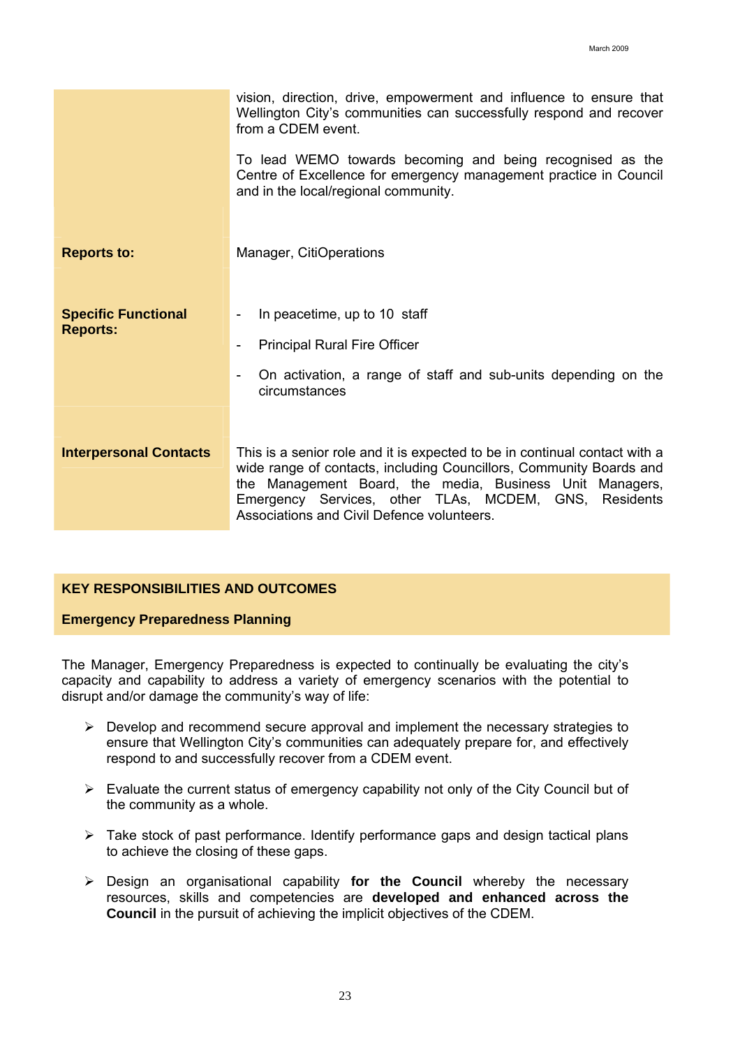| | |
|---|---|
| | vision, direction, drive, empowerment and influence to ensure that Wellington City's communities can successfully respond and recover from a CDEM event.<br><br>To lead WEMO towards becoming and being recognised as the Centre of Excellence for emergency management practice in Council and in the local/regional community. |
| **Reports to:** | Manager, CitiOperations |
| **Specific Functional Reports:** | - In peacetime, up to 10 staff<br>- Principal Rural Fire Officer<br>- On activation, a range of staff and sub-units depending on the circumstances |
| **Interpersonal Contacts** | This is a senior role and it is expected to be in continual contact with a wide range of contacts, including Councillors, Community Boards and the Management Board, the media, Business Unit Managers, Emergency Services, other TLAs, MCDEM, GNS, Residents Associations and Civil Defence volunteers. |

## KEY RESPONSIBILITIES AND OUTCOMES

### Emergency Preparedness Planning

The Manager, Emergency Preparedness is expected to continually be evaluating the city's capacity and capability to address a variety of emergency scenarios with the potential to disrupt and/or damage the community's way of life:

- Develop and recommend secure approval and implement the necessary strategies to ensure that Wellington City's communities can adequately prepare for, and effectively respond to and successfully recover from a CDEM event.
- Evaluate the current status of emergency capability not only of the City Council but of the community as a whole.
- Take stock of past performance. Identify performance gaps and design tactical plans to achieve the closing of these gaps.
- Design an organisational capability **for the Council** whereby the necessary resources, skills and competencies are **developed and enhanced across the Council** in the pursuit of achieving the implicit objectives of the CDEM.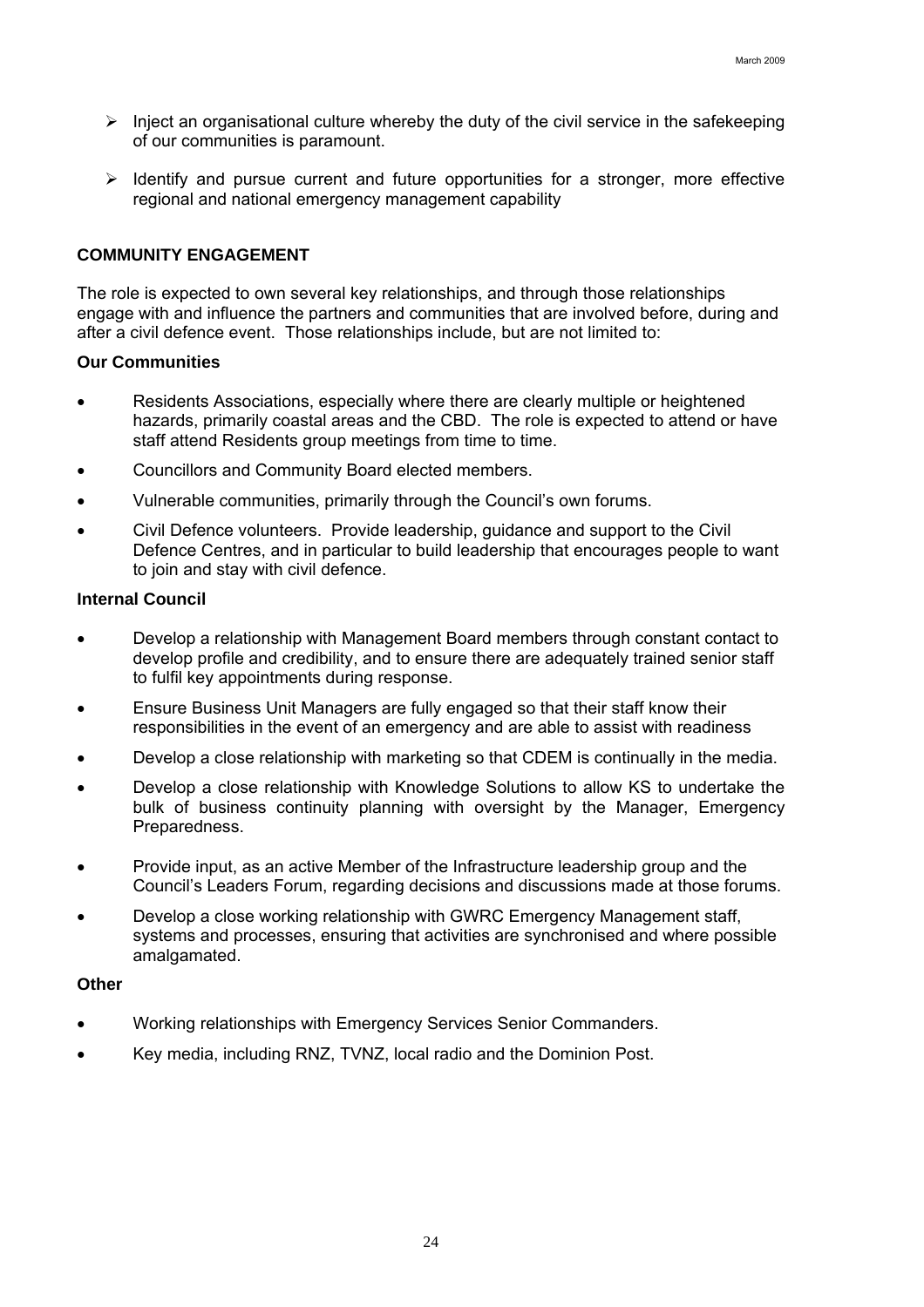- Inject an organisational culture whereby the duty of the civil service in the safekeeping of our communities is paramount.
- Identify and pursue current and future opportunities for a stronger, more effective regional and national emergency management capability

## COMMUNITY ENGAGEMENT

The role is expected to own several key relationships, and through those relationships engage with and influence the partners and communities that are involved before, during and after a civil defence event. Those relationships include, but are not limited to:

### Our Communities

- Residents Associations, especially where there are clearly multiple or heightened hazards, primarily coastal areas and the CBD. The role is expected to attend or have staff attend Residents group meetings from time to time.
- Councillors and Community Board elected members.
- Vulnerable communities, primarily through the Council's own forums.
- Civil Defence volunteers. Provide leadership, guidance and support to the Civil Defence Centres, and in particular to build leadership that encourages people to want to join and stay with civil defence.

### Internal Council

- Develop a relationship with Management Board members through constant contact to develop profile and credibility, and to ensure there are adequately trained senior staff to fulfil key appointments during response.
- Ensure Business Unit Managers are fully engaged so that their staff know their responsibilities in the event of an emergency and are able to assist with readiness
- Develop a close relationship with marketing so that CDEM is continually in the media.
- Develop a close relationship with Knowledge Solutions to allow KS to undertake the bulk of business continuity planning with oversight by the Manager, Emergency Preparedness.
- Provide input, as an active Member of the Infrastructure leadership group and the Council's Leaders Forum, regarding decisions and discussions made at those forums.
- Develop a close working relationship with GWRC Emergency Management staff, systems and processes, ensuring that activities are synchronised and where possible amalgamated.

### Other

- Working relationships with Emergency Services Senior Commanders.
- Key media, including RNZ, TVNZ, local radio and the Dominion Post.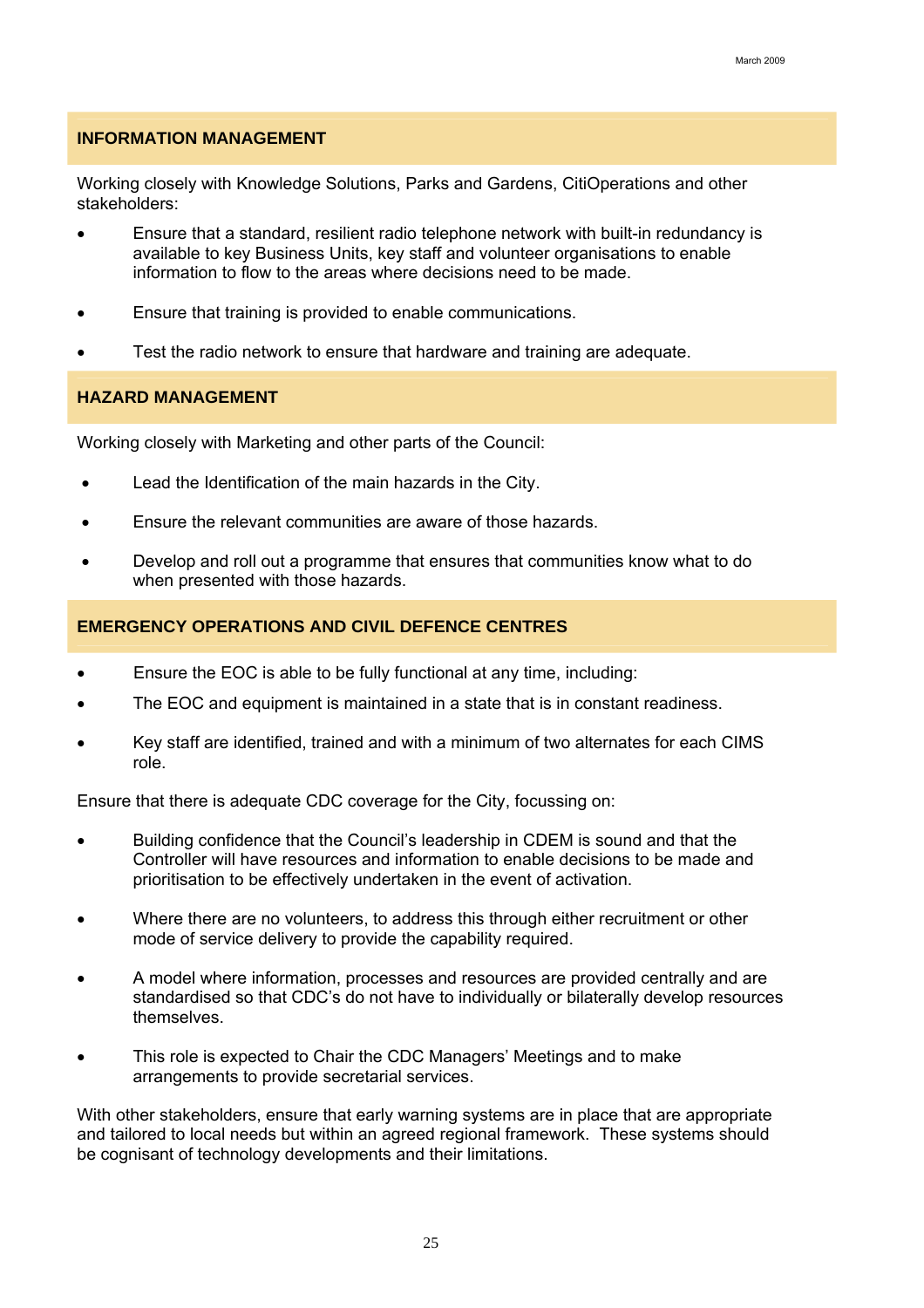## INFORMATION MANAGEMENT

Working closely with Knowledge Solutions, Parks and Gardens, CitiOperations and other stakeholders:

- Ensure that a standard, resilient radio telephone network with built-in redundancy is available to key Business Units, key staff and volunteer organisations to enable information to flow to the areas where decisions need to be made.
- Ensure that training is provided to enable communications.
- Test the radio network to ensure that hardware and training are adequate.

## HAZARD MANAGEMENT

Working closely with Marketing and other parts of the Council:

- Lead the Identification of the main hazards in the City.
- Ensure the relevant communities are aware of those hazards.
- Develop and roll out a programme that ensures that communities know what to do when presented with those hazards.

## EMERGENCY OPERATIONS AND CIVIL DEFENCE CENTRES

- Ensure the EOC is able to be fully functional at any time, including:
- The EOC and equipment is maintained in a state that is in constant readiness.
- Key staff are identified, trained and with a minimum of two alternates for each CIMS role.

Ensure that there is adequate CDC coverage for the City, focussing on:

- Building confidence that the Council's leadership in CDEM is sound and that the Controller will have resources and information to enable decisions to be made and prioritisation to be effectively undertaken in the event of activation.
- Where there are no volunteers, to address this through either recruitment or other mode of service delivery to provide the capability required.
- A model where information, processes and resources are provided centrally and are standardised so that CDC's do not have to individually or bilaterally develop resources themselves.
- This role is expected to Chair the CDC Managers' Meetings and to make arrangements to provide secretarial services.

With other stakeholders, ensure that early warning systems are in place that are appropriate and tailored to local needs but within an agreed regional framework. These systems should be cognisant of technology developments and their limitations.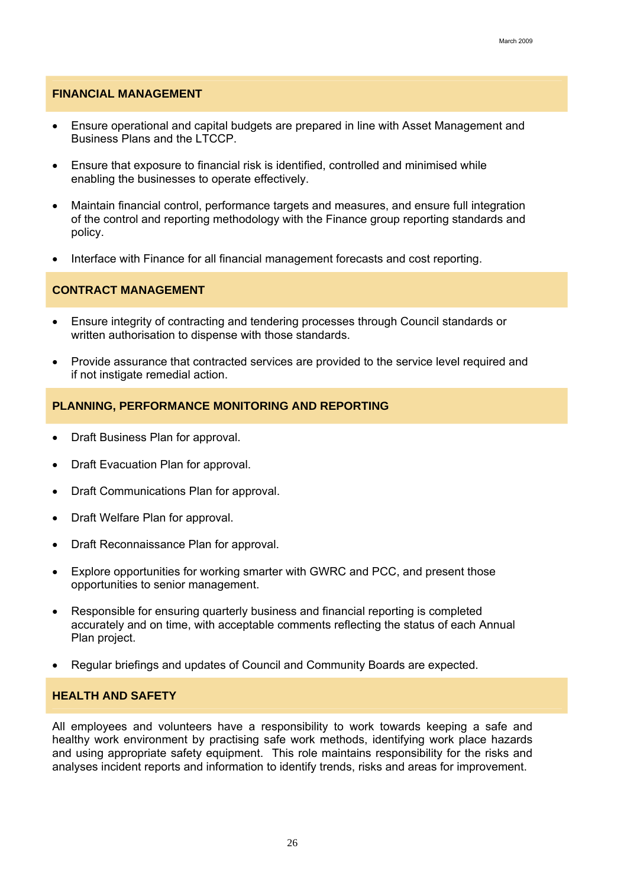## FINANCIAL MANAGEMENT

- Ensure operational and capital budgets are prepared in line with Asset Management and Business Plans and the LTCCP.
- Ensure that exposure to financial risk is identified, controlled and minimised while enabling the businesses to operate effectively.
- Maintain financial control, performance targets and measures, and ensure full integration of the control and reporting methodology with the Finance group reporting standards and policy.
- Interface with Finance for all financial management forecasts and cost reporting.

## CONTRACT MANAGEMENT

- Ensure integrity of contracting and tendering processes through Council standards or written authorisation to dispense with those standards.
- Provide assurance that contracted services are provided to the service level required and if not instigate remedial action.

## PLANNING, PERFORMANCE MONITORING AND REPORTING

- Draft Business Plan for approval.
- Draft Evacuation Plan for approval.
- Draft Communications Plan for approval.
- Draft Welfare Plan for approval.
- Draft Reconnaissance Plan for approval.
- Explore opportunities for working smarter with GWRC and PCC, and present those opportunities to senior management.
- Responsible for ensuring quarterly business and financial reporting is completed accurately and on time, with acceptable comments reflecting the status of each Annual Plan project.
- Regular briefings and updates of Council and Community Boards are expected.

## HEALTH AND SAFETY

All employees and volunteers have a responsibility to work towards keeping a safe and healthy work environment by practising safe work methods, identifying work place hazards and using appropriate safety equipment. This role maintains responsibility for the risks and analyses incident reports and information to identify trends, risks and areas for improvement.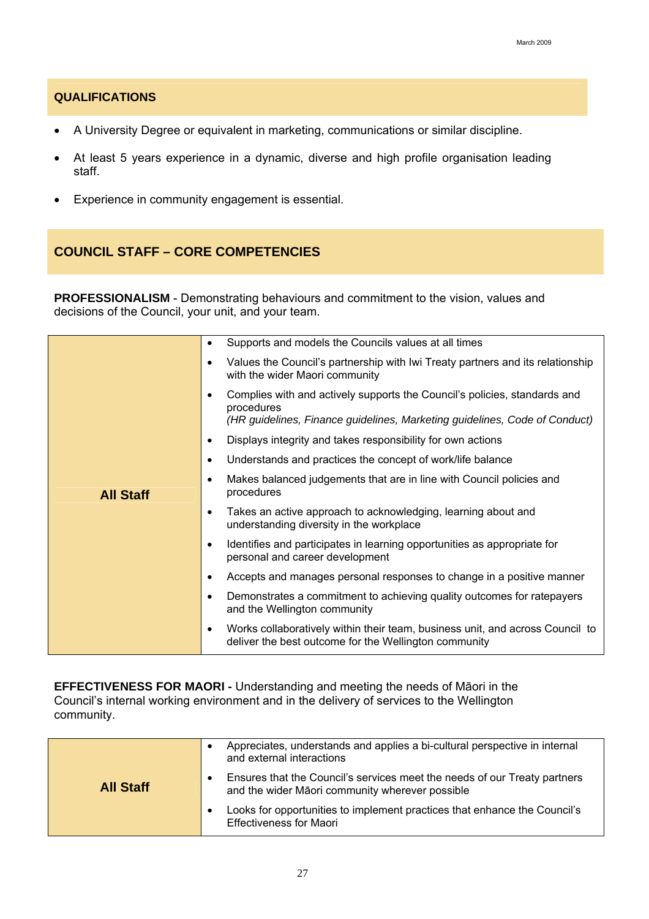## QUALIFICATIONS

- A University Degree or equivalent in marketing, communications or similar discipline.
- At least 5 years experience in a dynamic, diverse and high profile organisation leading staff.
- Experience in community engagement is essential.

## COUNCIL STAFF – CORE COMPETENCIES

**PROFESSIONALISM** - Demonstrating behaviours and commitment to the vision, values and decisions of the Council, your unit, and your team.

| | |
|---|---|
| **All Staff** | • Supports and models the Councils values at all times<br>• Values the Council's partnership with Iwi Treaty partners and its relationship with the wider Maori community<br>• Complies with and actively supports the Council's policies, standards and procedures *(HR guidelines, Finance guidelines, Marketing guidelines, Code of Conduct)*<br>• Displays integrity and takes responsibility for own actions<br>• Understands and practices the concept of work/life balance<br>• Makes balanced judgements that are in line with Council policies and procedures<br>• Takes an active approach to acknowledging, learning about and understanding diversity in the workplace<br>• Identifies and participates in learning opportunities as appropriate for personal and career development<br>• Accepts and manages personal responses to change in a positive manner<br>• Demonstrates a commitment to achieving quality outcomes for ratepayers and the Wellington community<br>• Works collaboratively within their team, business unit, and across Council to deliver the best outcome for the Wellington community |

**EFFECTIVENESS FOR MAORI -** Understanding and meeting the needs of Māori in the Council's internal working environment and in the delivery of services to the Wellington community.

| | |
|---|---|
| **All Staff** | • Appreciates, understands and applies a bi-cultural perspective in internal and external interactions<br>• Ensures that the Council's services meet the needs of our Treaty partners and the wider Māori community wherever possible<br>• Looks for opportunities to implement practices that enhance the Council's Effectiveness for Maori |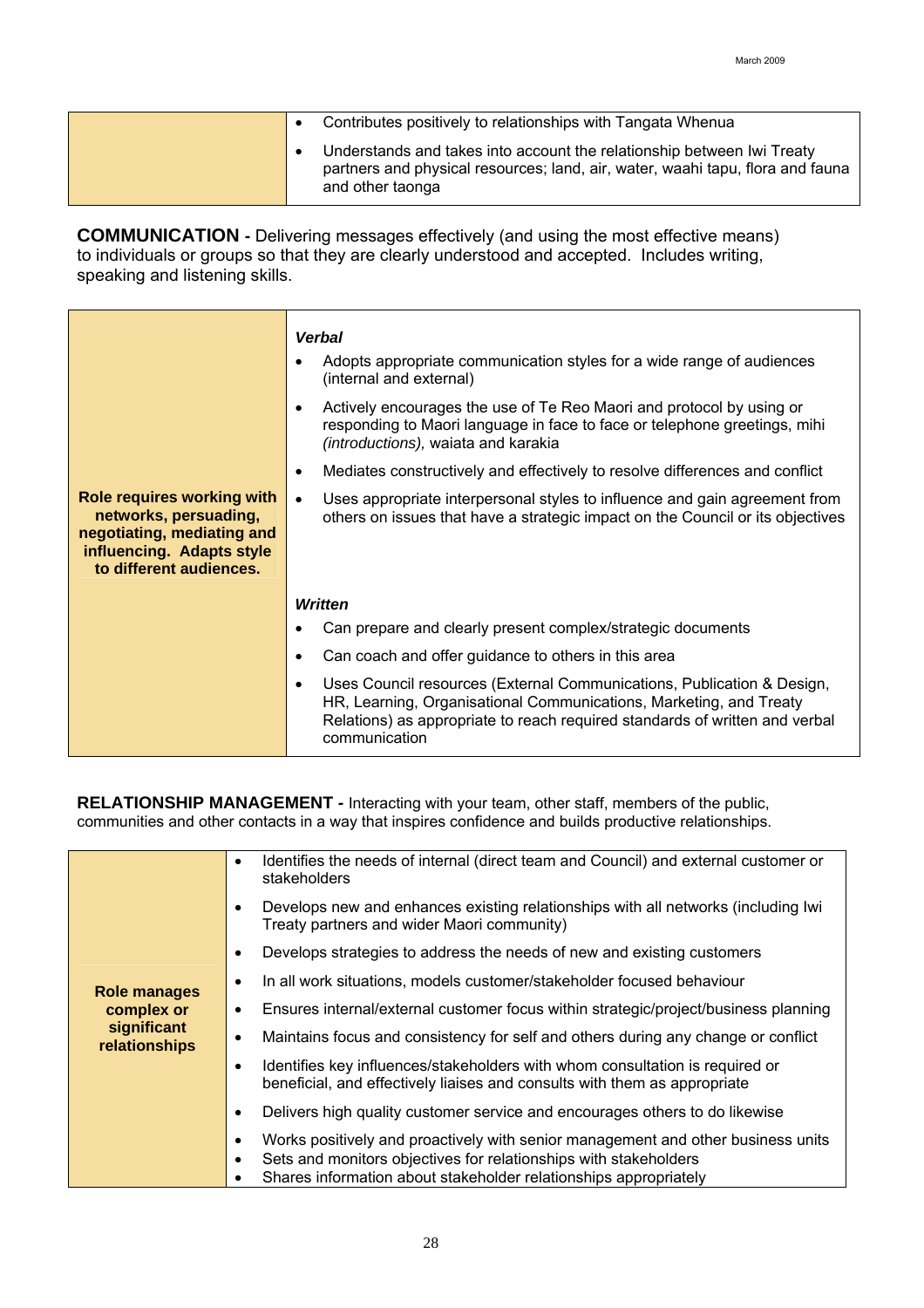| | |
|---|---|
| | • Contributes positively to relationships with Tangata Whenua<br>• Understands and takes into account the relationship between Iwi Treaty partners and physical resources; land, air, water, waahi tapu, flora and fauna and other taonga |

**COMMUNICATION -** Delivering messages effectively (and using the most effective means) to individuals or groups so that they are clearly understood and accepted. Includes writing, speaking and listening skills.

| | |
|---|---|
| **Role requires working with networks, persuading, negotiating, mediating and influencing. Adapts style to different audiences.** | ***Verbal***<br>• Adopts appropriate communication styles for a wide range of audiences (internal and external)<br>• Actively encourages the use of Te Reo Maori and protocol by using or responding to Maori language in face to face or telephone greetings, mihi *(introductions),* waiata and karakia<br>• Mediates constructively and effectively to resolve differences and conflict<br>• Uses appropriate interpersonal styles to influence and gain agreement from others on issues that have a strategic impact on the Council or its objectives<br><br>***Written***<br>• Can prepare and clearly present complex/strategic documents<br>• Can coach and offer guidance to others in this area<br>• Uses Council resources (External Communications, Publication & Design, HR, Learning, Organisational Communications, Marketing, and Treaty Relations) as appropriate to reach required standards of written and verbal communication |

**RELATIONSHIP MANAGEMENT -** Interacting with your team, other staff, members of the public, communities and other contacts in a way that inspires confidence and builds productive relationships.

| | |
|---|---|
| **Role manages complex or significant relationships** | • Identifies the needs of internal (direct team and Council) and external customer or stakeholders<br>• Develops new and enhances existing relationships with all networks (including Iwi Treaty partners and wider Maori community)<br>• Develops strategies to address the needs of new and existing customers<br>• In all work situations, models customer/stakeholder focused behaviour<br>• Ensures internal/external customer focus within strategic/project/business planning<br>• Maintains focus and consistency for self and others during any change or conflict<br>• Identifies key influences/stakeholders with whom consultation is required or beneficial, and effectively liaises and consults with them as appropriate<br>• Delivers high quality customer service and encourages others to do likewise<br>• Works positively and proactively with senior management and other business units<br>• Sets and monitors objectives for relationships with stakeholders<br>• Shares information about stakeholder relationships appropriately |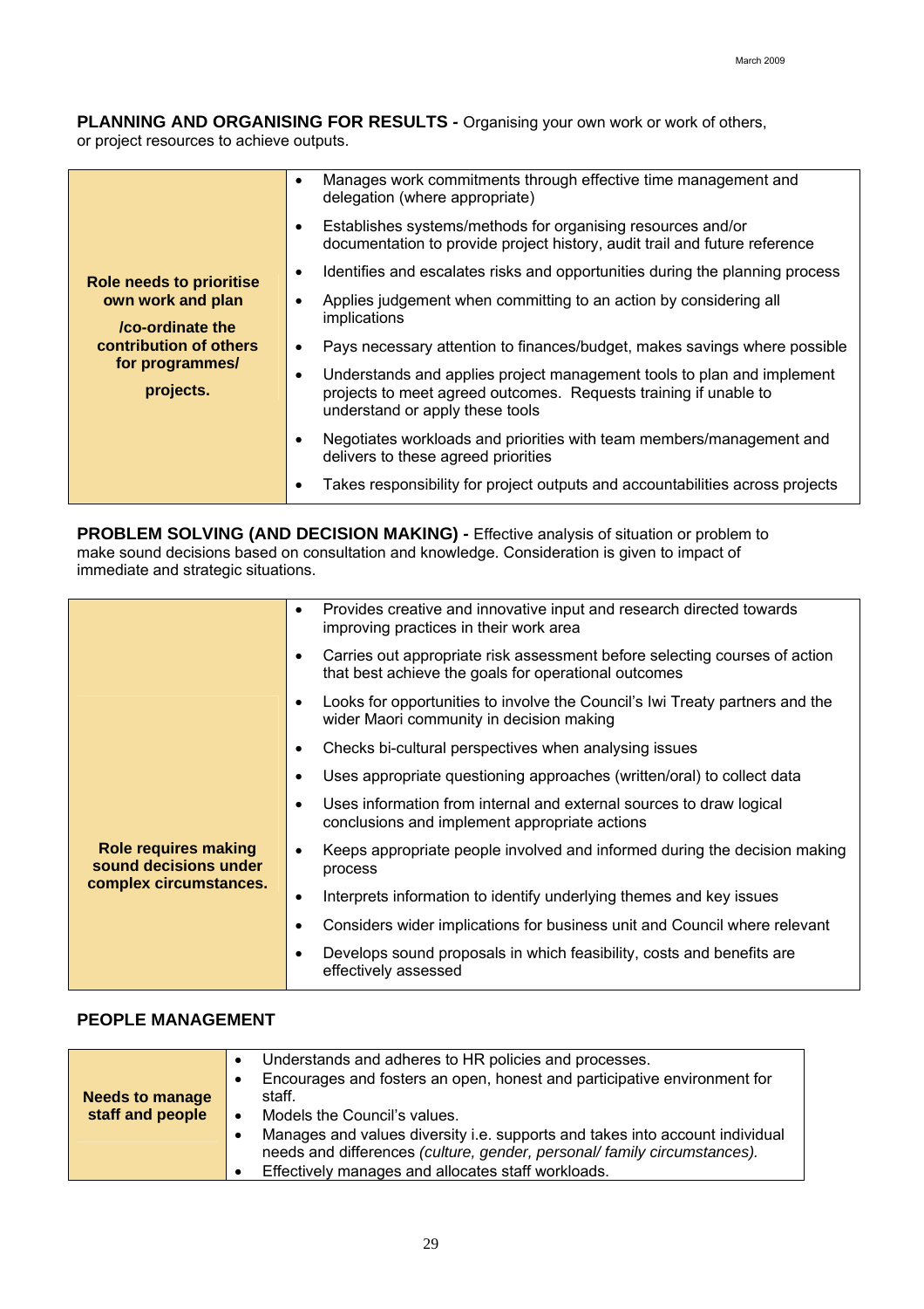**PLANNING AND ORGANISING FOR RESULTS -** Organising your own work or work of others, or project resources to achieve outputs.

| | |
|---|---|
| **Role needs to prioritise own work and plan /co-ordinate the contribution of others for programmes/ projects.** | • Manages work commitments through effective time management and delegation (where appropriate)<br>• Establishes systems/methods for organising resources and/or documentation to provide project history, audit trail and future reference<br>• Identifies and escalates risks and opportunities during the planning process<br>• Applies judgement when committing to an action by considering all implications<br>• Pays necessary attention to finances/budget, makes savings where possible<br>• Understands and applies project management tools to plan and implement projects to meet agreed outcomes. Requests training if unable to understand or apply these tools<br>• Negotiates workloads and priorities with team members/management and delivers to these agreed priorities<br>• Takes responsibility for project outputs and accountabilities across projects |

**PROBLEM SOLVING (AND DECISION MAKING) -** Effective analysis of situation or problem to make sound decisions based on consultation and knowledge. Consideration is given to impact of immediate and strategic situations.

| | |
|---|---|
| **Role requires making sound decisions under complex circumstances.** | • Provides creative and innovative input and research directed towards improving practices in their work area<br>• Carries out appropriate risk assessment before selecting courses of action that best achieve the goals for operational outcomes<br>• Looks for opportunities to involve the Council's Iwi Treaty partners and the wider Maori community in decision making<br>• Checks bi-cultural perspectives when analysing issues<br>• Uses appropriate questioning approaches (written/oral) to collect data<br>• Uses information from internal and external sources to draw logical conclusions and implement appropriate actions<br>• Keeps appropriate people involved and informed during the decision making process<br>• Interprets information to identify underlying themes and key issues<br>• Considers wider implications for business unit and Council where relevant<br>• Develops sound proposals in which feasibility, costs and benefits are effectively assessed |

**PEOPLE MANAGEMENT**

| | |
|---|---|
| **Needs to manage staff and people** | • Understands and adheres to HR policies and processes.<br>• Encourages and fosters an open, honest and participative environment for staff.<br>• Models the Council's values.<br>• Manages and values diversity i.e. supports and takes into account individual needs and differences *(culture, gender, personal/ family circumstances).*<br>• Effectively manages and allocates staff workloads. |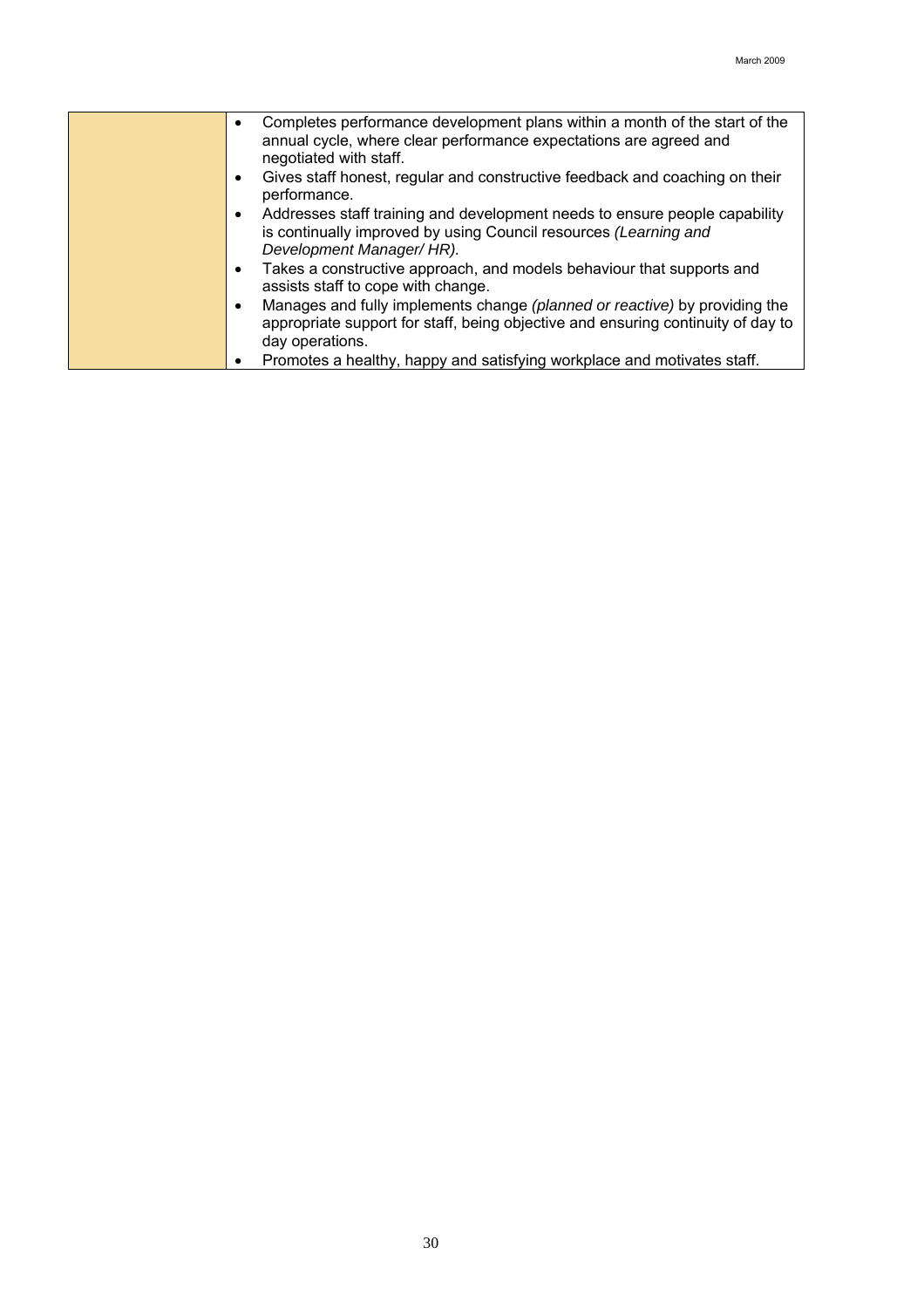| | |
|---|---|
| | • Completes performance development plans within a month of the start of the annual cycle, where clear performance expectations are agreed and negotiated with staff.<br>• Gives staff honest, regular and constructive feedback and coaching on their performance.<br>• Addresses staff training and development needs to ensure people capability is continually improved by using Council resources *(Learning and Development Manager/ HR).*<br>• Takes a constructive approach, and models behaviour that supports and assists staff to cope with change.<br>• Manages and fully implements change *(planned or reactive)* by providing the appropriate support for staff, being objective and ensuring continuity of day to day operations.<br>• Promotes a healthy, happy and satisfying workplace and motivates staff. |